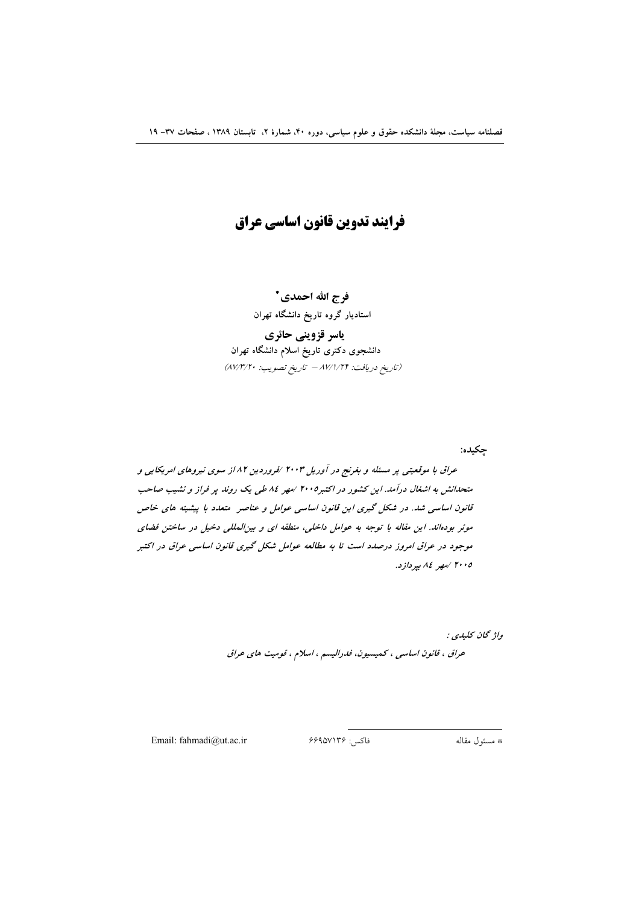# فرایند تدوین قانون اساسی عراق

**فرج الله احمدی***

**استادیار گروه تاریخ دانشگاه تهران**

**یاسر قزوینی حائری**

**دانشجوی دکتری تاریخ اسلام دانشگاه تهران**

(تاریخ دریافت: ۸۷/۱/۲۴ – تاریخ تصویب: ۸۷/۳/۲۰)

**چکیده:**

*عراق با موقعیتی پر مسئله و بغرنج در آوریل ۲۰۰۳ /فروردین ۸۲ از سوی نیروهای امریکایی و متحدانش به اشغال درآمد. این کشور در اکتبر۲۰۰۵ /مهر ۸٤ طی یک روند پر فراز و نشیب صاحب قانون اساسی شد. در شکل گیری این قانون اساسی عوامل و عناصر متعدد با پیشینه های خاص موثر بوده‌اند. این مقاله با توجه به عوامل داخلی، منطقه ای و بین‌المللی دخیل در ساختن فضای موجود در عراق امروز درصدد است تا به مطالعه عوامل شکل گیری قانون اساسی عراق در اکتبر ۲۰۰۵ /مهر ۸٤ بپردازد.*

*واژگان کلیدی :*

*عراق ، قانون اساسی ، کمیسیون، فدرالیسم ، اسلام ، قومیت های عراق*

---

* مسئول مقاله    فاکس: ۶۶۹۵۷۱۳۶    Email: fahmadi@ut.ac.ir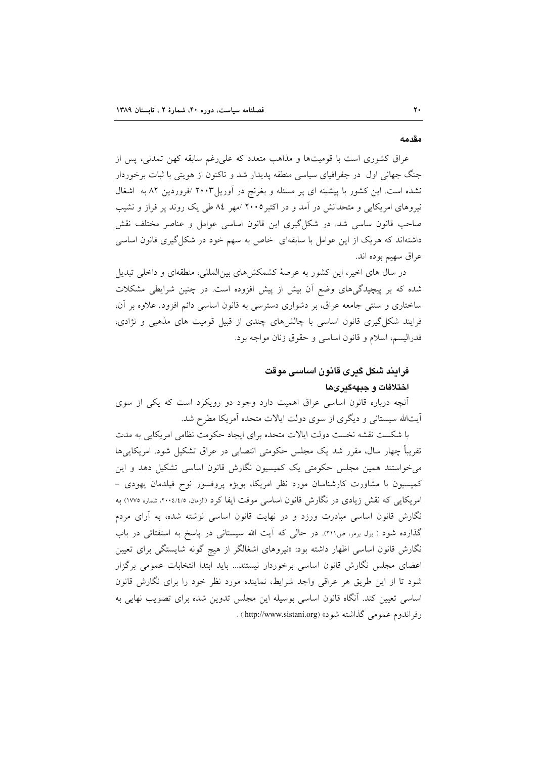### مقدمه

عراق کشوری است با قومیت‌ها و مذاهب متعدد که علی‌رغم سابقه کهن تمدنی، پس از جنگ جهانی اول در جغرافیای سیاسی منطقه پدیدار شد و تاکنون از هویتی با ثبات برخوردار نشده است. این کشور با پیشینه ای پر مسئله و بغرنج در آوریل۲۰۰۳ /فروردین ۸۲ به اشغال نیروهای امریکایی و متحدانش در آمد و در اکتبر۲۰۰۵ /مهر ۸٤ طی یک روند پر فراز و نشیب صاحب قانون ساسی شد. در شکل‌گیری این قانون اساسی عوامل و عناصر مختلف نقش داشته‌اند که هریک از این عوامل با سابقه‌ای خاص به سهم خود در شکل‌گیری قانون اساسی عراق سهیم بوده اند.

در سال های اخیر، این کشور به عرصهٔ کشمکش‌های بین‌المللی، منطقه‌ای و داخلی تبدیل شده که بر پیچیدگی‌های وضع آن بیش از پیش افزوده است. در چنین شرایطی مشکلات ساختاری و سنتی جامعه عراق، بر دشواری دسترسی به قانون اساسی دائم افزود. علاوه بر آن، فرایند شکل‌گیری قانون اساسی با چالش‌های چندی از قبیل قومیت های مذهبی و نژادی، فدرالیسم، اسلام و قانون اساسی و حقوق زنان مواجه بود.

## فرایند شکل گیری قانون اساسی موقت

### اختلافات و جبهه‌گیری‌ها

آنچه درباره قانون اساسی عراق اهمیت دارد وجود دو رویکرد است که یکی از سوی آیت‌الله سیستانی و دیگری از سوی دولت ایالات متحده آمریکا مطرح شد.

با شکست نقشه نخست دولت ایالات متحده برای ایجاد حکومت نظامی امریکایی به مدت تقریباً چهار سال، مقرر شد یک مجلس حکومتی انتصابی در عراق تشکیل شود. امریکایی‌ها می‌خواستند همین مجلس حکومتی یک کمیسیون نگارش قانون اساسی تشکیل دهد و این کمیسیون با مشاورت کارشناسان مورد نظر امریکا، بویژه پروفسور نوح فیلدمان یهودی – امریکایی که نقش زیادی در نگارش قانون اساسی موقت ایفا کرد (الزمان، ۲۰۰٤/٤/۵، شماره ۱۷۷۵) به نگارش قانون اساسی مبادرت ورزد و در نهایت قانون اساسی نوشته شده، به آرای مردم گذارده شود ( بول برمر، ص۲۱۱). در حالی که آیت الله سیستانی در پاسخ به استفتائی در باب نگارش قانون اساسی اظهار داشته بود: «نیروهای اشغالگر از هیچ گونه شایستگی برای تعیین اعضای مجلس نگارش قانون اساسی برخوردار نیستند... باید ابتدا انتخابات عمومی برگزار شود تا از این طریق هر عراقی واجد شرایط، نماینده مورد نظر خود را برای نگارش قانون اساسی تعیین کند. آنگاه قانون اساسی بوسیله این مجلس تدوین شده برای تصویب نهایی به رفراندوم عمومی گذاشته شود» (http://www.sistani.org) .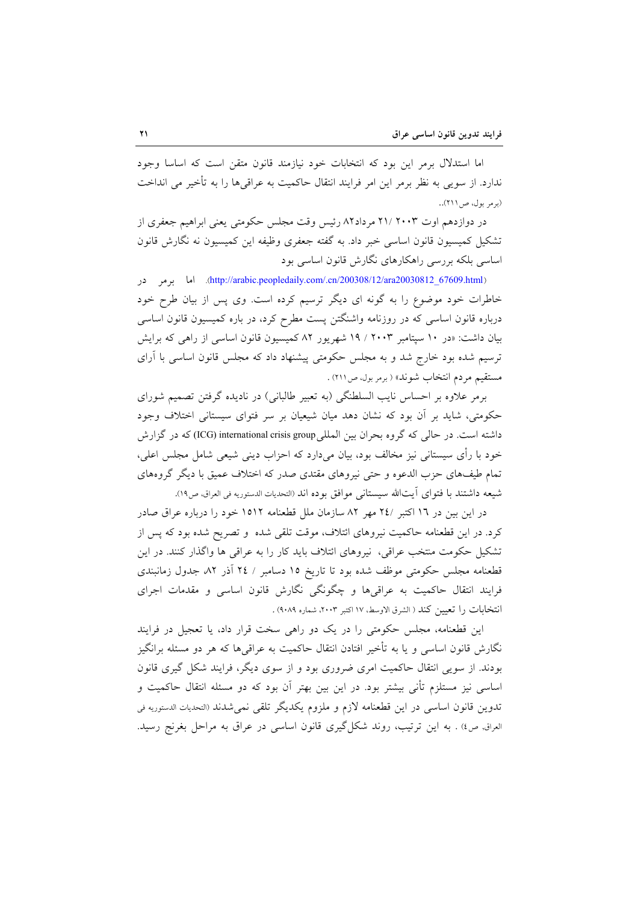اما استدلال برمر این بود که انتخابات خود نیازمند قانون متقن است که اساسا وجود ندارد. از سویی به نظر برمر این امر فرایند انتقال حاکمیت به عراقی‌ها را به تأخیر می انداخت (برمر بول، ص۲۱۱)..

در دوازدهم اوت ۲۰۰۳ /۲۱ مرداد۸۲ رئیس وقت مجلس حکومتی یعنی ابراهیم جعفری از تشکیل کمیسیون قانون اساسی خبر داد. به گفته جعفری وظیفه این کمیسیون نه نگارش قانون اساسی بلکه بررسی راهکارهای نگارش قانون اساسی بود (http://arabic.peopledaily.com/.cn/200308/12/ara20030812_67609.html). اما برمر در خاطرات خود موضوع را به گونه ای دیگر ترسیم کرده است. وی پس از بیان طرح خود درباره قانون اساسی که در روزنامه واشنگتن پست مطرح کرد، در باره کمیسیون قانون اساسی بیان داشت: «در ۱۰ سپتامبر ۲۰۰۳ / ۱۹ شهریور ۸۲ کمیسیون قانون اساسی از راهی که برایش ترسیم شده بود خارج شد و به مجلس حکومتی پیشنهاد داد که مجلس قانون اساسی با آرای مستقیم مردم انتخاب شوند» ( برمر بول، ص۲۱۱) .

برمر علاوه بر احساس نایب السلطنگی (به تعبیر طالبانی) در نادیده گرفتن تصمیم شورای حکومتی، شاید بر آن بود که نشان دهد میان شیعیان بر سر فتوای سیستانی اختلاف وجود داشته است. در حالی که گروه بحران بین المللی international crisis group (ICG) که در گزارش خود با رأی سیستانی نیز مخالف بود، بیان می‌دارد که احزاب دینی شیعی شامل مجلس اعلی، تمام طیف‌های حزب الدعوه و حتی نیروهای مقتدی صدر که اختلاف عمیق با دیگر گروه‌های شیعه داشتند با فتوای آیت‌الله سیستانی موافق بوده اند (التحدیات الدستوریه فی العراق، ص۱۹).

در این بین در ١٦ اکتبر /٢٤ مهر ۸۲ سازمان ملل قطعنامه ۱۵۱۲ خود را درباره عراق صادر کرد. در این قطعنامه حاکمیت نیروهای ائتلاف، موقت تلقی شده و تصریح شده بود که پس از تشکیل حکومت منتخب عراقی، نیروهای ائتلاف باید کار را به عراقی ها واگذار کنند. در این قطعنامه مجلس حکومتی موظف شده بود تا تاریخ ۱۵ دسامبر / ٢٤ آذر ۸۲، جدول زمانبندی فرایند انتقال حاکمیت به عراقی‌ها و چگونگی نگارش قانون اساسی و مقدمات اجرای انتخابات را تعیین کند ( الشرق الاوسط، ۱۷ اکتبر ۲۰۰۳، شماره ۹۰۸۹) .

این قطعنامه، مجلس حکومتی را در یک دو راهی سخت قرار داد، یا تعجیل در فرایند نگارش قانون اساسی و یا به تأخیر افتادن انتقال حاکمیت به عراقی‌ها که هر دو مسئله برانگیز بودند. از سویی انتقال حاکمیت امری ضروری بود و از سوی دیگر، فرایند شکل گیری قانون اساسی نیز مستلزم تأنی بیشتر بود. در این بین بهتر آن بود که دو مسئله انتقال حاکمیت و تدوین قانون اساسی در این قطعنامه لازم و ملزوم یکدیگر تلقی نمی‌شدند (التحدیات الدستوریه فی العراق، ص٤) . به این ترتیب، روند شکل‌گیری قانون اساسی در عراق به مراحل بغرنج رسید.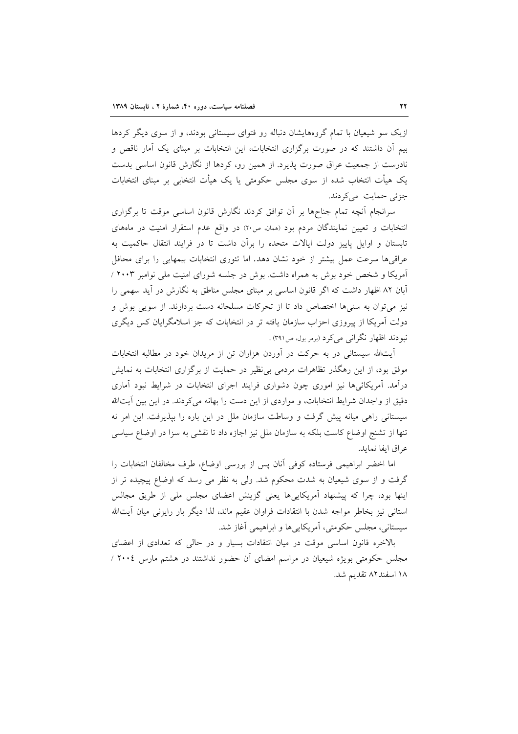ازیک سو شیعیان با تمام گروههایشان دنباله رو فتوای سیستانی بودند، و از سوی دیگر کردها بیم آن داشتند که در صورت برگزاری انتخابات، این انتخابات بر مبنای یک آمار ناقص و نادرست از جمعیت عراق صورت پذیرد. از همین رو، کردها از نگارش قانون اساسی بدست یک هیأت انتخاب شده از سوی مجلس حکومتی یا یک هیأت انتخابی بر مبنای انتخابات جزئی حمایت می‌کردند.

سرانجام آنچه تمام جناح‌ها بر آن توافق کردند نگارش قانون اساسی موقت تا برگزاری انتخابات و تعیین نمایندگان مردم بود (همان، ص۲۰) در واقع عدم استقرار امنیت در ماه‌های تابستان و اوایل پاییز دولت ایالات متحده را برآن داشت تا در فرایند انتقال حاکمیت به عراقی‌ها سرعت عمل بیشتر از خود نشان دهد. اما تئوری انتخابات بیمهایی را برای محافل آمریکا و شخص خود بوش به همراه داشت. بوش در جلسه شورای امنیت ملی نوامبر ۲۰۰۳ / آبان ۸۲ اظهار داشت که اگر قانون اساسی بر مبنای مجلس مناطق به نگارش در آید سهمی را نیز می‌توان به سنی‌ها اختصاص داد تا از تحرکات مسلحانه دست بردارند. از سویی بوش و دولت آمریکا از پیروزی احزاب سازمان یافته تر در انتخابات که جز اسلامگرایان کس دیگری نبودند اظهار نگرانی می‌کرد (برمر بول، ص۳۹۱).

آیت‌الله سیستانی در به حرکت در آوردن هزاران تن از مریدان خود در مطالبه انتخابات موفق بود، از این رهگذر تظاهرات مردمی بی‌نظیر در حمایت از برگزاری انتخابات به نمایش درآمد. آمریکائی‌ها نیز اموری چون دشواری فرایند اجرای انتخابات در شرایط نبود آماری دقیق از واجدان شرایط انتخابات، و مواردی از این دست را بهانه می‌کردند. در این بین آیت‌الله سیستانی راهی میانه پیش گرفت و وساطت سازمان ملل در این باره را بپذیرفت. این امر نه تنها از تشنج اوضاع کاست بلکه به سازمان ملل نیز اجازه داد تا نقشی به سزا در اوضاع سیاسی عراق ایفا نماید.

اما اخضر ابراهیمی فرستاده کوفی آنان پس از بررسی اوضاع، طرف مخالفان انتخابات را گرفت و از سوی شیعیان به شدت محکوم شد. ولی به نظر می رسد که اوضاع پیچیده تر از اینها بود، چرا که پیشنهاد آمریکایی‌ها یعنی گزینش اعضای مجلس ملی از طریق مجالس استانی نیز بخاطر مواجه شدن با انتقادات فراوان عقیم ماند، لذا دیگر بار رایزنی میان آیت‌الله سیستانی، مجلس حکومتی، آمریکایی‌ها و ابراهیمی آغاز شد.

بالاخره قانون اساسی موقت در میان انتقادات بسیار و در حالی که تعدادی از اعضای مجلس حکومتی بویژه شیعیان در مراسم امضای آن حضور نداشتند در هشتم مارس ۲۰۰٤ / ۱۸ اسفند۸۲ تقدیم شد.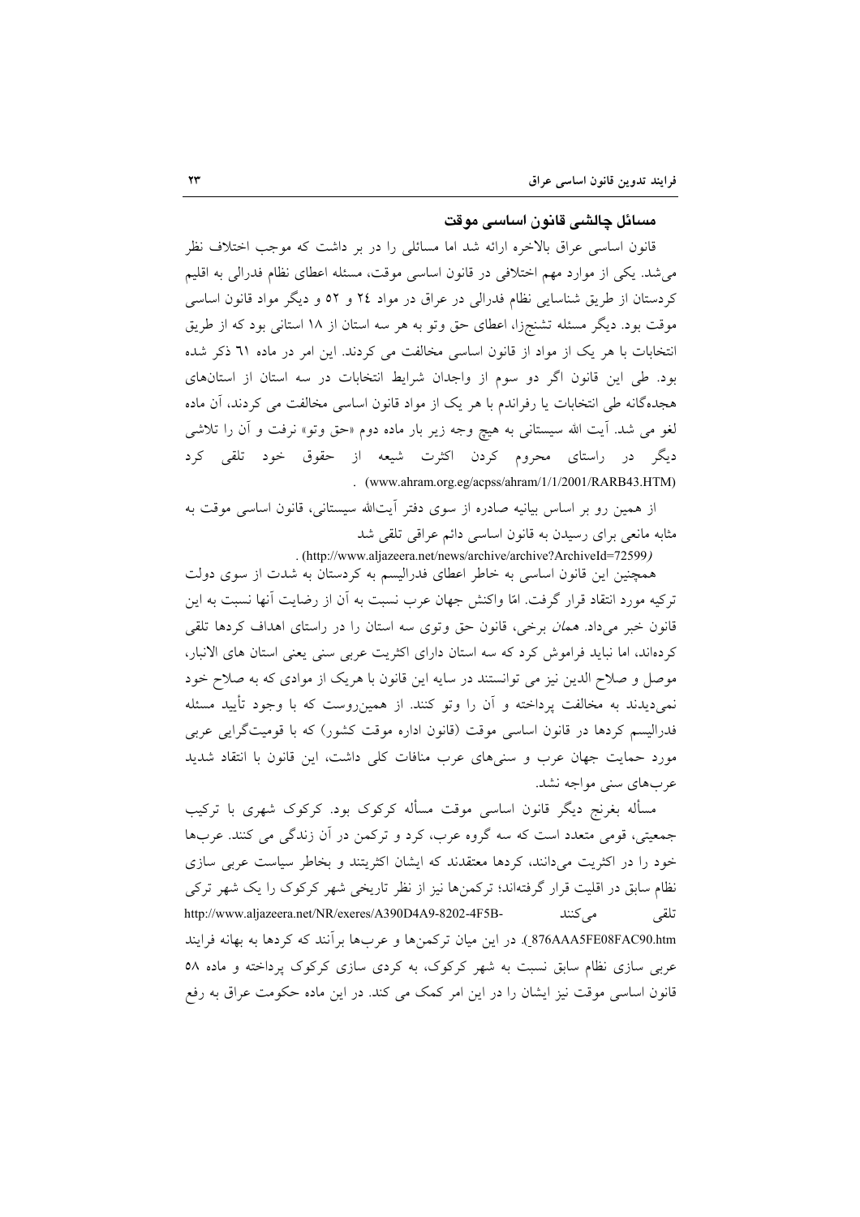### مسائل چالشی قانون اساسی موقت

قانون اساسی عراق بالاخره ارائه شد اما مسائلی را در بر داشت که موجب اختلاف نظر می‌شد. یکی از موارد مهم اختلافی در قانون اساسی موقت، مسئله اعطای نظام فدرالی به اقلیم کردستان از طریق شناسایی نظام فدرالی در عراق در مواد ۲٤ و ۵۲ و دیگر مواد قانون اساسی موقت بود. دیگر مسئله تشنج‌زا، اعطای حق وتو به هر سه استان از ۱۸ استانی بود که از طریق انتخابات با هر یک از مواد از قانون اساسی مخالفت می کردند. این امر در ماده ٦١ ذکر شده بود. طی این قانون اگر دو سوم از واجدان شرایط انتخابات در سه استان از استان‌های هجده‌گانه طی انتخابات یا رفراندم با هر یک از مواد قانون اساسی مخالفت می کردند، آن ماده لغو می شد. آیت الله سیستانی به هیچ وجه زیر بار ماده دوم «حق وتو» نرفت و آن را تلاشی دیگر در راستای محروم کردن اکثرت شیعه از حقوق خود تلقی کرد (www.ahram.org.eg/acpss/ahram/1/1/2001/RARB43.HTM) .

از همین رو بر اساس بیانیه صادره از سوی دفتر آیت‌الله سیستانی، قانون اساسی موقت به مثابه مانعی برای رسیدن به قانون اساسی دائم عراقی تلقی شد (http://www.aljazeera.net/news/archive/archive?ArchiveId=72599) .

همچنین این قانون اساسی به خاطر اعطای فدرالیسم به کردستان به شدت از سوی دولت ترکیه مورد انتقاد قرار گرفت. امّا واکنش جهان عرب نسبت به آن از رضایت آنها نسبت به این قانون خبر می‌داد. *همان* برخی، قانون حق وتوی سه استان را در راستای اهداف کردها تلقی کرده‌اند، اما نباید فراموش کرد که سه استان دارای اکثریت عربی سنی یعنی استان های الانبار، موصل و صلاح الدین نیز می توانستند در سایه این قانون با هریک از موادی که به صلاح خود نمی‌دیدند به مخالفت پرداخته و آن را وتو کنند. از همین‌روست که با وجود تأیید مسئله فدرالیسم کردها در قانون اساسی موقت (قانون اداره موقت کشور) که با قومیت‌گرایی عربی مورد حمایت جهان عرب و سنی‌های عرب منافات کلی داشت، این قانون با انتقاد شدید عرب‌های سنی مواجه نشد.

مسأله بغرنج دیگر قانون اساسی موقت مسأله کرکوک بود. کرکوک شهری با ترکیب جمعیتی، قومی متعدد است که سه گروه عرب، کرد و ترکمن در آن زندگی می کنند. عرب‌ها خود را در اکثریت می‌دانند، کردها معتقدند که ایشان اکثریتند و بخاطر سیاست عربی سازی نظام سابق در اقلیت قرار گرفته‌اند؛ ترکمن‌ها نیز از نظر تاریخی شهر کرکوک را یک شهر ترکی تلقی می‌کنند http://www.aljazeera.net/NR/exeres/A390D4A9-8202-4F5B-876AAA5FE08FAC90.htm). در این میان ترکمن‌ها و عرب‌ها برآنند که کردها به بهانه فرایند عربی سازی نظام سابق نسبت به شهر کرکوک، به کردی سازی کرکوک پرداخته و ماده ۵۸ قانون اساسی موقت نیز ایشان را در این امر کمک می کند. در این ماده حکومت عراق به رفع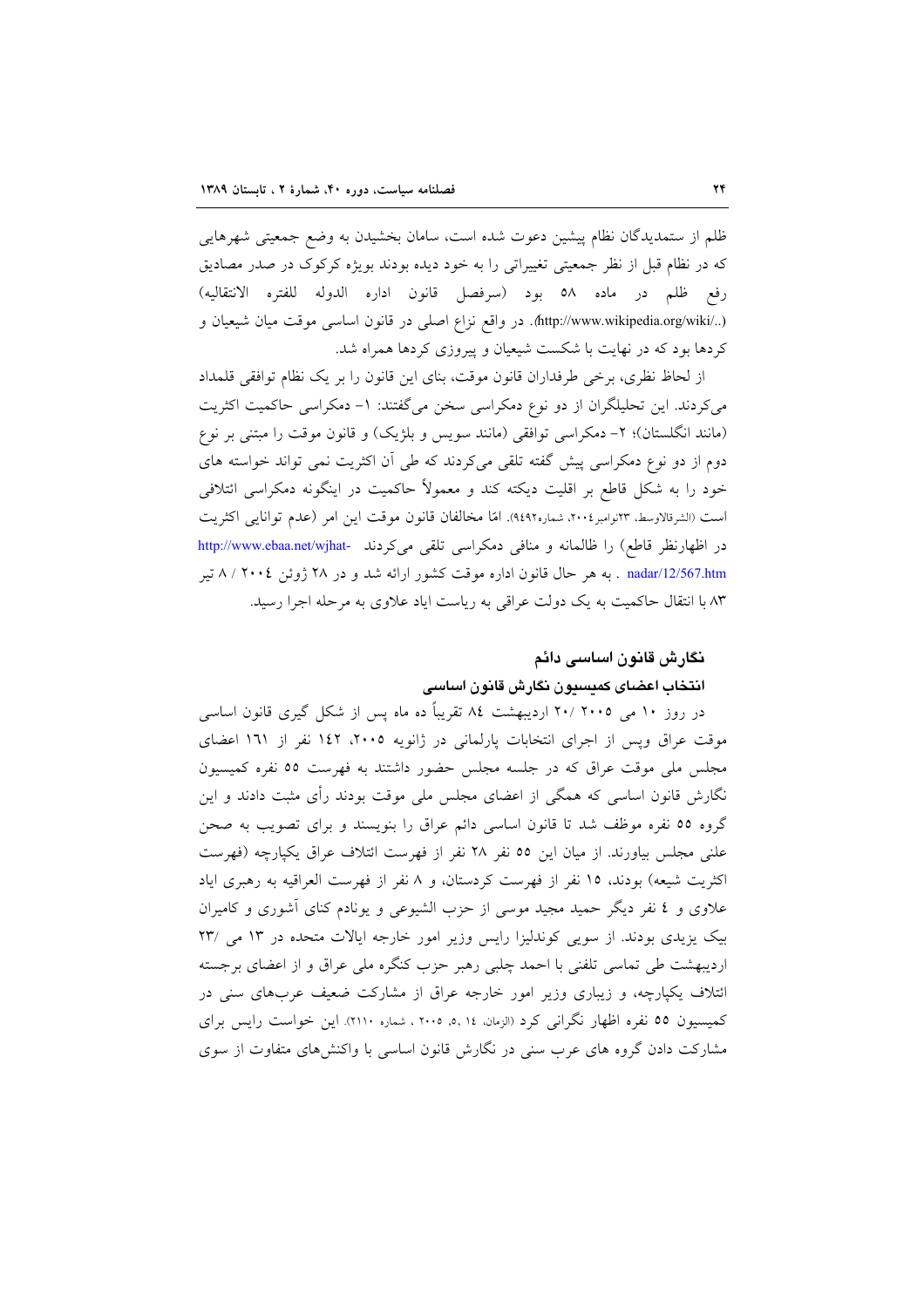ظلم از ستمدیدگان نظام پیشین دعوت شده است، سامان بخشیدن به وضع جمعیتی شهرهایی که در نظام قبل از نظر جمعیتی تغییراتی را به خود دیده بودند بویژه کرکوک در صدر مصادیق رفع ظلم در ماده ۵۸ بود (سرفصل قانون اداره الدوله للفتره الانتقالیه) (http://www.wikipedia.org/wiki/..). در واقع نزاع اصلی در قانون اساسی موقت میان شیعیان و کردها بود که در نهایت با شکست شیعیان و پیروزی کردها همراه شد.

از لحاظ نظری، برخی طرفداران قانون موقت، بنای این قانون را بر یک نظام توافقی قلمداد می‌کردند. این تحلیلگران از دو نوع دمکراسی سخن می‌گفتند: ۱- دمکراسی حاکمیت اکثریت (مانند انگلستان)؛ ۲- دمکراسی توافقی (مانند سویس و بلژیک) و قانون موقت را مبتنی بر نوع دوم از دو نوع دمکراسی پیش گفته تلقی می‌کردند که طی آن اکثریت نمی تواند خواسته های خود را به شکل قاطع بر اقلیت دیکته کند و معمولاً حاکمیت در اینگونه دمکراسی ائتلافی است (الشرقالاوسط، ۲۳نوامبر۲۰۰٤، شماره۹٤۹۲). امّا مخالفان قانون موقت این امر (عدم توانایی اکثریت در اظهارنظر قاطع) را ظالمانه و منافی دمکراسی تلقی می‌کردند http://www.ebaa.net/wjhat-nadar/12/567.htm . به هر حال قانون اداره موقت کشور ارائه شد و در ۲۸ ژوئن ۲۰۰٤ / ۸ تیر ۸۳ با انتقال حاکمیت به یک دولت عراقی به ریاست ایاد علاوی به مرحله اجرا رسید.

## نگارش قانون اساسی دائم

### انتخاب اعضای کمیسیون نگارش قانون اساسی

در روز ۱۰ می ۲۰۰۵ / ۲۰ اردیبهشت ۸٤ تقریباً ده ماه پس از شکل گیری قانون اساسی موقت عراق وپس از اجرای انتخابات پارلمانی در ژانویه ۲۰۰۵، ۱٤۲ نفر از ۱٦۱ اعضای مجلس ملی موقت عراق که در جلسه مجلس حضور داشتند به فهرست ۵۵ نفره کمیسیون نگارش قانون اساسی که همگی از اعضای مجلس ملی موقت بودند رأی مثبت دادند و این گروه ۵۵ نفره موظف شد تا قانون اساسی دائم عراق را بنویسند و برای تصویب به صحن علنی مجلس بیاورند. از میان این ۵۵ نفر ۲۸ نفر از فهرست ائتلاف عراق یکپارچه (فهرست اکثریت شیعه) بودند، ۱۵ نفر از فهرست کردستان، و ۸ نفر از فهرست العراقیه به رهبری ایاد علاوی و ٤ نفر دیگر حمید مجید موسی از حزب الشیوعی و یونادم کنای آشوری و کامیران بیک یزیدی بودند. از سویی کوندلیزا رایس وزیر امور خارجه ایالات متحده در ۱۳ می /۲۳ اردیبهشت طی تماسی تلفنی با احمد چلبی رهبر حزب کنگره ملی عراق و از اعضای برجسته ائتلاف یکپارچه، و زیباری وزیر امور خارجه عراق از مشارکت ضعیف عرب‌های سنی در کمیسیون ۵۵ نفره اظهار نگرانی کرد (الزمان، ۱٤ ,۵, ۲۰۰۵ ، شماره ۲۱۱۰). این خواست رایس برای مشارکت دادن گروه های عرب سنی در نگارش قانون اساسی با واکنش‌های متفاوت از سوی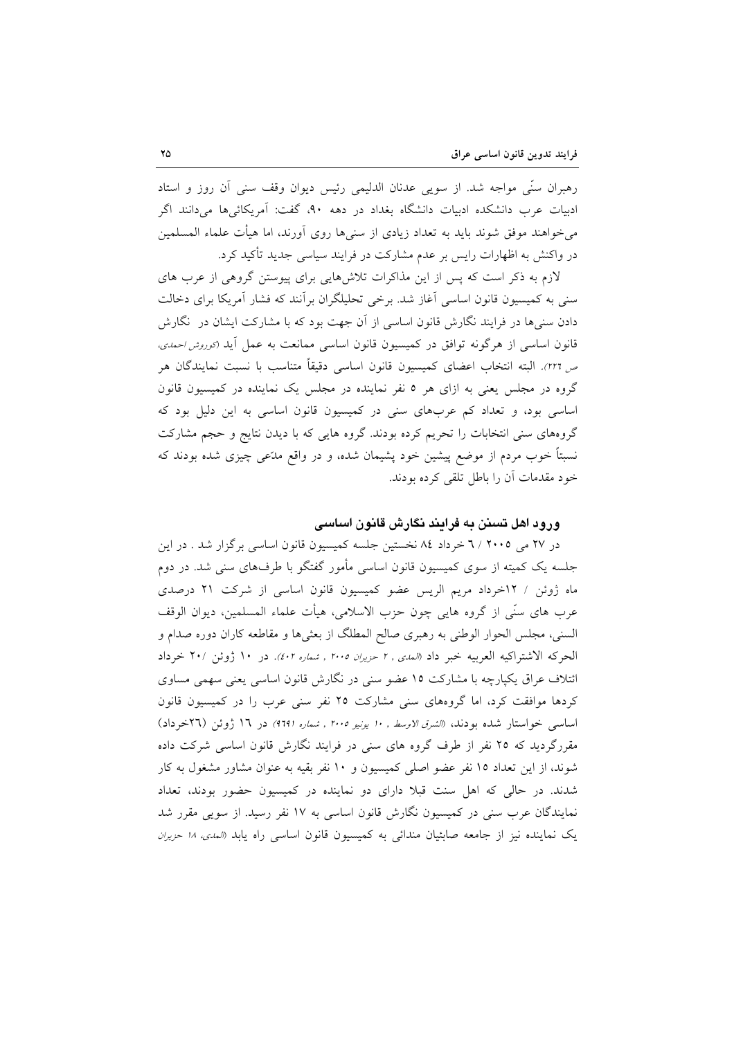رهبران سنّی مواجه شد. از سویی عدنان الدلیمی رئیس دیوان وقف سنی آن روز و استاد ادبیات عرب دانشکده ادبیات دانشگاه بغداد در دهه ۹۰، گفت: آمریکائی‌ها می‌دانند اگر می‌خواهند موفق شوند باید به تعداد زیادی از سنی‌ها روی آورند، اما هیأت علماء المسلمین در واکنش به اظهارات رایس بر عدم مشارکت در فرایند سیاسی جدید تأکید کرد.

لازم به ذکر است که پس از این مذاکرات تلاش‌هایی برای پیوستن گروهی از عرب های سنی به کمیسیون قانون اساسی آغاز شد. برخی تحلیلگران برآنند که فشار آمریکا برای دخالت دادن سنی‌ها در فرایند نگارش قانون اساسی از آن جهت بود که با مشارکت ایشان در نگارش قانون اساسی از هرگونه توافق در کمیسیون قانون اساسی ممانعت به عمل آید (*کوروش احمدی، ص ۲۲۲*). البته انتخاب اعضای کمیسیون قانون اساسی دقیقاً متناسب با نسبت نمایندگان هر گروه در مجلس یعنی به ازای هر ۵ نفر نماینده در مجلس یک نماینده در کمیسیون قانون اساسی بود، و تعداد کم عرب‌های سنی در کمیسیون قانون اساسی به این دلیل بود که گروه‌های سنی انتخابات را تحریم کرده بودند. گروه هایی که با دیدن نتایج و حجم مشارکت نسبتاً خوب مردم از موضع پیشین خود پشیمان شده، و در واقع مدّعی چیزی شده بودند که خود مقدمات آن را باطل تلقی کرده بودند.

### ورود اهل تسنن به فرایند نگارش قانون اساسی

در ۲۷ می ۲۰۰۵ / ۶ خرداد ۸۴ نخستین جلسه کمیسیون قانون اساسی برگزار شد . در این جلسه یک کمیته از سوی کمیسیون قانون اساسی مأمور گفتگو با طرف‌های سنی شد. در دوم ماه ژوئن / ۱۲خرداد مریم الریس عضو کمیسیون قانون اساسی از شرکت ۲۱ درصدی عرب های سنّی از گروه هایی چون حزب الاسلامی، هیأت علماء المسلمین، دیوان الوقف السنی، مجلس الحوار الوطنی به رهبری صالح المطلگ از بعثی‌ها و مقاطعه کاران دوره صدام و الحرکه الاشتراکیه العربیه خبر داد (*المدی ، ۲ حزیران ۲۰۰۵ ، شماره ۴۰۲*). در ۱۰ ژوئن /۲۰ خرداد ائتلاف عراق یکپارچه با مشارکت ۱۵ عضو سنی در نگارش قانون اساسی یعنی سهمی مساوی کردها موافقت کرد، اما گروه‌های سنی مشارکت ۲۵ نفر سنی عرب را در کمیسیون قانون اساسی خواستار شده بودند، (*الشرق الاوسط ، ۱۰ یونیو ۲۰۰۵ ، شماره ۹۶۹۱*) در ۱۶ ژوئن (۲۶خرداد) مقررگردید که ۲۵ نفر از طرف گروه های سنی در فرایند نگارش قانون اساسی شرکت داده شوند، از این تعداد ۱۵ نفر عضو اصلی کمیسیون و ۱۰ نفر بقیه به عنوان مشاور مشغول به کار شدند. در حالی که اهل سنت قبلا دارای دو نماینده در کمیسیون حضور بودند، تعداد نمایندگان عرب سنی در کمیسیون نگارش قانون اساسی به ۱۷ نفر رسید. از سویی مقرر شد یک نماینده نیز از جامعه صابئیان مندائی به کمیسیون قانون اساسی راه یابد (*المدی، ۱۸ حزیران*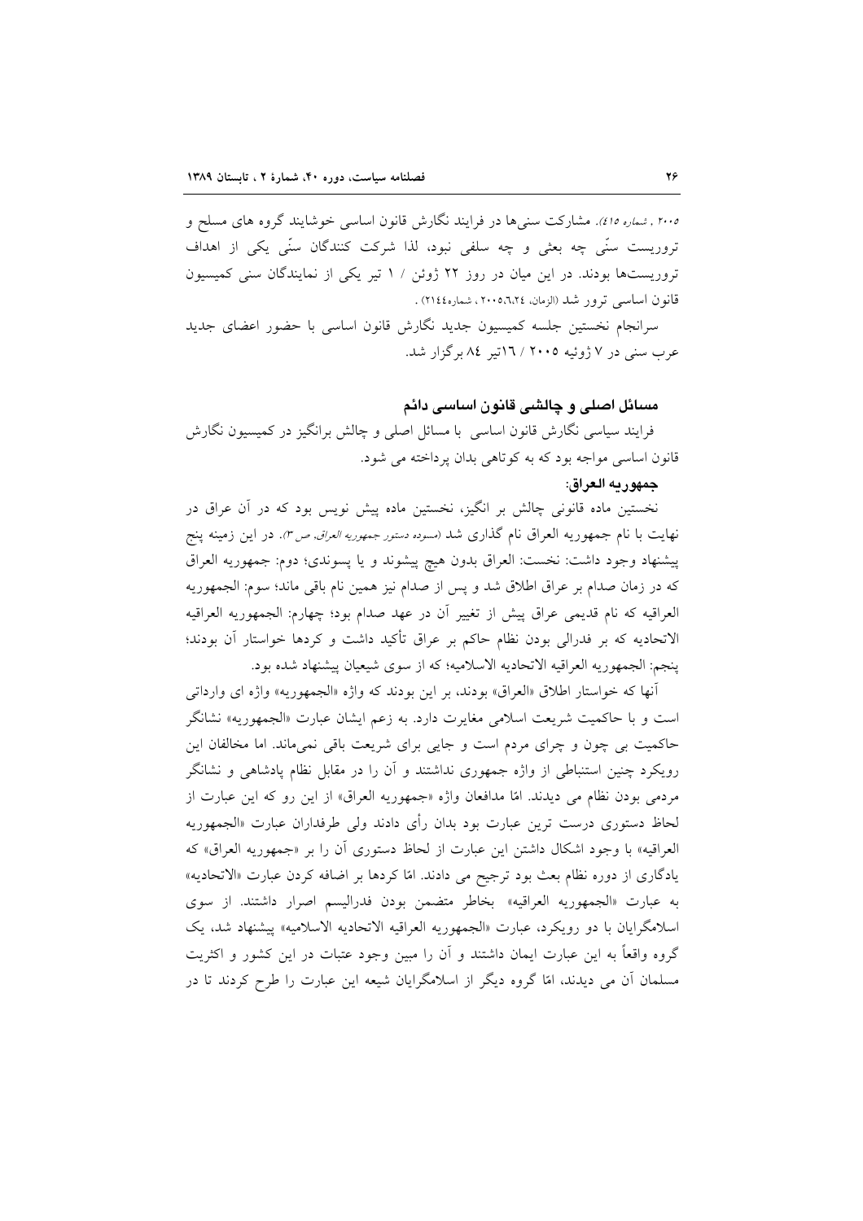۲۰۰۵ , شماره ٤١٥). مشارکت سنی‌ها در فرایند نگارش قانون اساسی خوشایند گروه های مسلح و تروریست سنّی چه بعثی و چه سلفی نبود، لذا شرکت کنندگان سنّی یکی از اهداف تروریست‌ها بودند. در این میان در روز ۲۲ ژوئن / ۱ تیر یکی از نمایندگان سنی کمیسیون قانون اساسی ترور شد (الزمان، ٢٠٠٥،٦،٢٤ ، شماره٢١٤٤) .

سرانجام نخستین جلسه کمیسیون جدید نگارش قانون اساسی با حضور اعضای جدید عرب سنی در ۷ ژوئیه ۲۰۰۵ / ١٦تیر ٨٤ برگزار شد.

## مسائل اصلی و چالشی قانون اساسی دائم

فرایند سیاسی نگارش قانون اساسی  با مسائل اصلی و چالش برانگیز در کمیسیون نگارش قانون اساسی مواجه بود که به کوتاهی بدان پرداخته می شود.

### جمهوریه العراق:

نخستین ماده قانونی چالش بر انگیز، نخستین ماده پیش نویس بود که در آن عراق در نهایت با نام جمهوریه العراق نام گذاری شد (مسوده دستور جمهوریه العراق، ص۳). در این زمینه پنج پیشنهاد وجود داشت: نخست: العراق بدون هیچ پیشوند و یا پسوندی؛ دوم: جمهوریه العراق که در زمان صدام بر عراق اطلاق شد و پس از صدام نیز همین نام باقی ماند؛ سوم: الجمهوریه العراقیه که نام قدیمی عراق پیش از تغییر آن در عهد صدام بود؛ چهارم: الجمهوریه العراقیه الاتحادیه که بر فدرالی بودن نظام حاکم بر عراق تأکید داشت و کردها خواستار آن بودند؛ پنجم: الجمهوریه العراقیه الاتحادیه الاسلامیه؛ که از سوی شیعیان پیشنهاد شده بود.

آنها که خواستار اطلاق «العراق» بودند، بر این بودند که واژه «الجمهوریه» واژه ای وارداتی است و با حاکمیت شریعت اسلامی مغایرت دارد. به زعم ایشان عبارت «الجمهوریه» نشانگر حاکمیت بی چون و چرای مردم است و جایی برای شریعت باقی نمی‌ماند. اما مخالفان این رویکرد چنین استنباطی از واژه جمهوری نداشتند و آن را در مقابل نظام پادشاهی و نشانگر مردمی بودن نظام می دیدند. امّا مدافعان واژه «جمهوریه العراق» از این رو که این عبارت از لحاظ دستوری درست ترین عبارت بود بدان رأی دادند ولی طرفداران عبارت «الجمهوریه العراقیه» با وجود اشکال داشتن این عبارت از لحاظ دستوری آن را بر «جمهوریه العراق» که یادگاری از دوره نظام بعث بود ترجیح می دادند. امّا کردها بر اضافه کردن عبارت «الاتحادیه» به عبارت «الجمهوریه العراقیه» بخاطر متضمن بودن فدرالیسم اصرار داشتند. از سوی اسلامگرایان با دو رویکرد، عبارت «الجمهوریه العراقیه الاتحادیه الاسلامیه» پیشنهاد شد، یک گروه واقعاً به این عبارت ایمان داشتند و آن را مبین وجود عتبات در این کشور و اکثریت مسلمان آن می دیدند، امّا گروه دیگر از اسلامگرایان شیعه این عبارت را طرح کردند تا در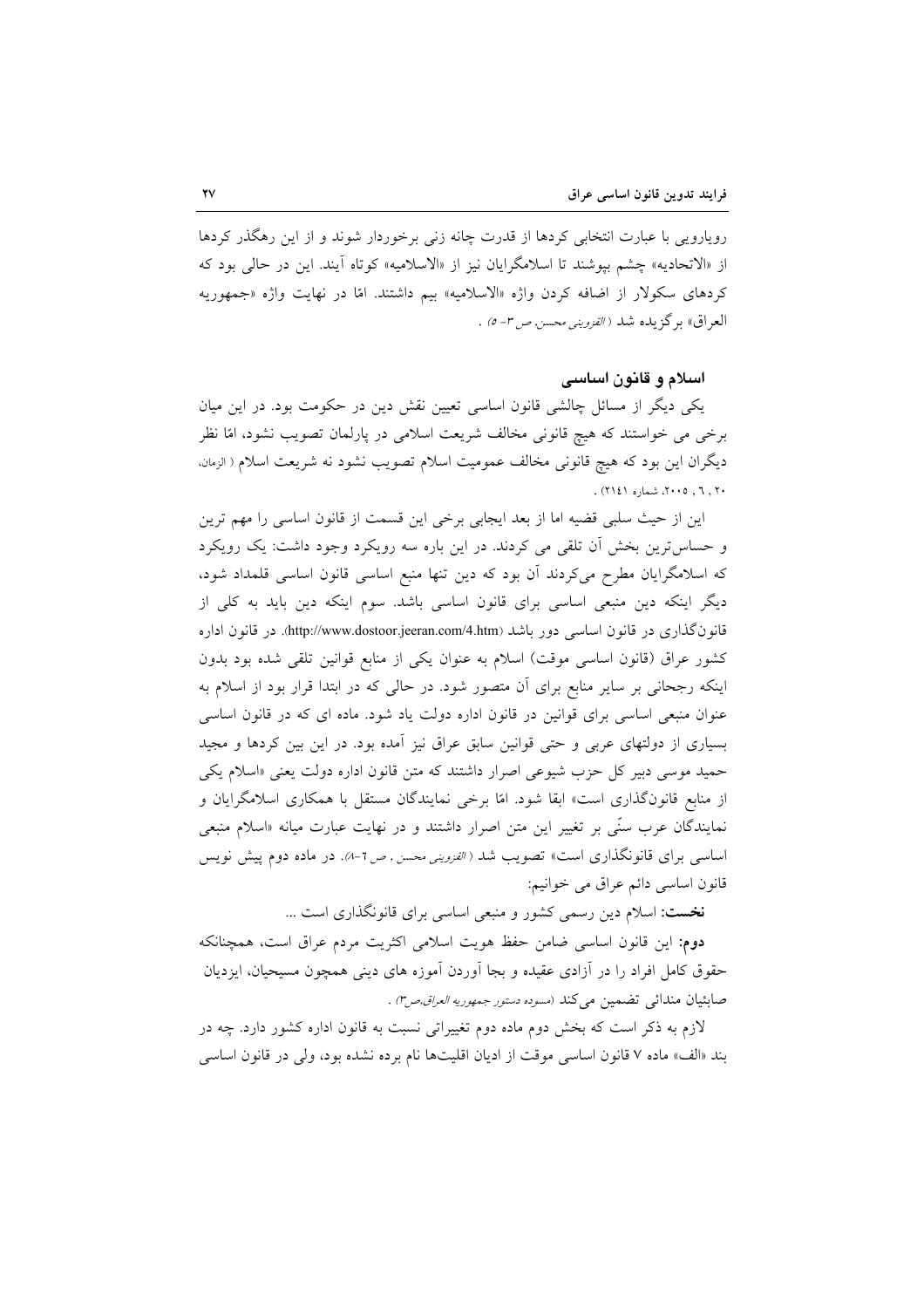رویارویی با عبارت انتخابی کردها از قدرت چانه زنی برخوردار شوند و از این رهگذر کردها از «الاتحادیه» چشم بپوشند تا اسلامگرایان نیز از «الاسلامیه» کوتاه آیند. این در حالی بود که کردهای سکولار از اضافه کردن واژه «الاسلامیه» بیم داشتند. امّا در نهایت واژه «جمهوریه العراق» برگزیده شد (*القزوینی محسن، ص ۳- ۵*) .

### اسلام و قانون اساسی

یکی دیگر از مسائل چالشی قانون اساسی تعیین نقش دین در حکومت بود. در این میان برخی می خواستند که هیچ قانونی مخالف شریعت اسلامی در پارلمان تصویب نشود، امّا نظر دیگران این بود که هیچ قانونی مخالف عمومیت اسلام تصویب نشود نه شریعت اسلام ( الزمان، ۲۰ , ٦ , ۲۰۰۵، شماره ۲۱٤۱) .

این از حیث سلبی قضیه اما از بعد ایجابی برخی این قسمت از قانون اساسی را مهم ترین و حساس‌ترین بخش آن تلقی می کردند. در این باره سه رویکرد وجود داشت: یک رویکرد که اسلامگرایان مطرح می‌کردند آن بود که دین تنها منبع اساسی قانون اساسی قلمداد شود، دیگر اینکه دین منبعی اساسی برای قانون اساسی باشد. سوم اینکه دین باید به کلی از قانون‌گذاری در قانون اساسی دور باشد (http://www.dostoor.jeeran.com/4.htm). در قانون اداره کشور عراق (قانون اساسی موقت) اسلام به عنوان یکی از منابع قوانین تلقی شده بود بدون اینکه رجحانی بر سایر منابع برای آن متصور شود. در حالی که در ابتدا قرار بود از اسلام به عنوان منبعی اساسی برای قوانین در قانون اداره دولت یاد شود. ماده ای که در قانون اساسی بسیاری از دولتهای عربی و حتی قوانین سابق عراق نیز آمده بود. در این بین کردها و مجید حمید موسی دبیر کل حزب شیوعی اصرار داشتند که متن قانون اداره دولت یعنی «اسلام یکی از منابع قانون‌گذاری است» ابقا شود. امّا برخی نمایندگان مستقل با همکاری اسلامگرایان و نمایندگان عرب سنّی بر تغییر این متن اصرار داشتند و در نهایت عبارت میانه «اسلام منبعی اساسی برای قانونگذاری است» تصویب شد ( *القزوینی محسن ، ص ٦-٨*). در ماده دوم پیش نویس قانون اساسی دائم عراق می خوانیم:

**نخست:** اسلام دین رسمی کشور و منبعی اساسی برای قانونگذاری است ...

**دوم:** این قانون اساسی ضامن حفظ هویت اسلامی اکثریت مردم عراق است، همچنانکه حقوق کامل افراد را در آزادی عقیده و بجا آوردن آموزه های دینی همچون مسیحیان، ایزدیان صابئیان مندائی تضمین می‌کند (*مسوده دستور جمهوریه العراق،ص۳*) .

لازم به ذکر است که بخش دوم ماده دوم تغییراتی نسبت به قانون اداره کشور دارد. چه در بند «الف» ماده ۷ قانون اساسی موقت از ادیان اقلیت‌ها نام برده نشده بود، ولی در قانون اساسی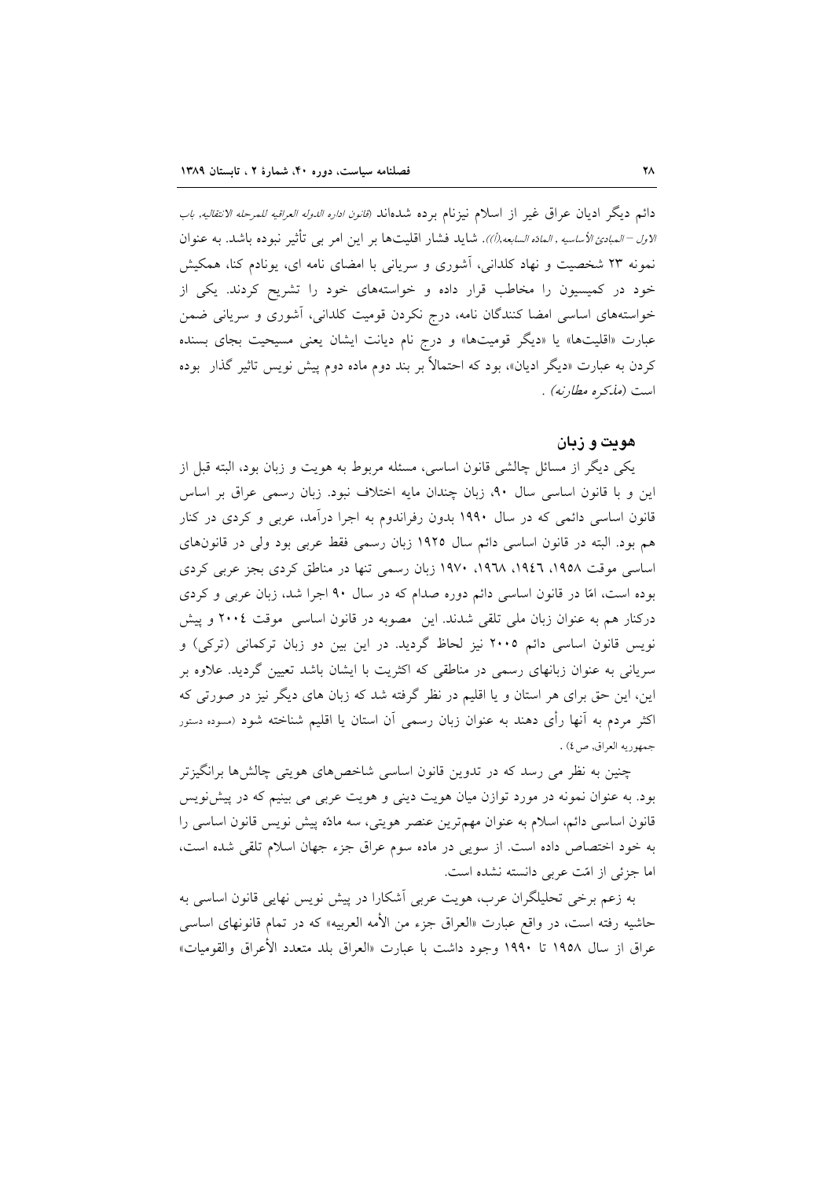دائم دیگر ادیان عراق غیر از اسلام نیزنام برده شده‌اند (*قانون اداره الدوله العراقیه للمرحله الانتقالیه، باب الاول – المبادئ الأساسیه ، الماده السابعه(أ)*). شاید فشار اقلیت‌ها بر این امر بی تأثیر نبوده باشد. به عنوان نمونه ۲۳ شخصیت و نهاد کلدانی، آشوری و سریانی با امضای نامه ای، یونادم کنا، همکیش خود در کمیسیون را مخاطب قرار داده و خواسته‌های خود را تشریح کردند. یکی از خواسته‌های اساسی امضا کنندگان نامه، درج نکردن قومیت کلدانی، آشوری و سریانی ضمن عبارت «اقلیت‌ها» یا «دیگر قومیت‌ها» و درج نام دیانت ایشان یعنی مسیحیت بجای بسنده کردن به عبارت «دیگر ادیان»، بود که احتمالاً بر بند دوم ماده دوم پیش نویس تاثیر گذار بوده است (*مذکره مطارنه*) .

## هویت و زبان

یکی دیگر از مسائل چالشی قانون اساسی، مسئله مربوط به هویت و زبان بود، البته قبل از این و با قانون اساسی سال ۹۰، زبان چندان مایه اختلاف نبود. زبان رسمی عراق بر اساس قانون اساسی دائمی که در سال ۱۹۹۰ بدون رفراندوم به اجرا درآمد، عربی و کردی در کنار هم بود. البته در قانون اساسی دائم سال ۱۹۲۵ زبان رسمی فقط عربی بود ولی در قانون‌های اساسی موقت ۱۹۵۸، ۱۹٤٦، ۱۹٦۸، ۱۹۷۰ زبان رسمی تنها در مناطق کردی بجز عربی کردی بوده است، امّا در قانون اساسی دائم دوره صدام که در سال ۹۰ اجرا شد، زبان عربی و کردی درکنار هم به عنوان زبان ملی تلقی شدند. این مصوبه در قانون اساسی موقت ۲۰۰٤ و پیش نویس قانون اساسی دائم ۲۰۰۵ نیز لحاظ گردید. در این بین دو زبان ترکمانی (ترکی) و سریانی به عنوان زبانهای رسمی در مناطقی که اکثریت با ایشان باشد تعیین گردید. علاوه بر این، این حق برای هر استان و یا اقلیم در نظر گرفته شد که زبان های دیگر نیز در صورتی که اکثر مردم به آنها رأی دهند به عنوان زبان رسمی آن استان یا اقلیم شناخته شود (مسوده دستور جمهوریه العراق، ص٤) .

چنین به نظر می رسد که در تدوین قانون اساسی شاخص‌های هویتی چالش‌ها برانگیزتر بود. به عنوان نمونه در مورد توازن میان هویت دینی و هویت عربی می بینیم که در پیش‌نویس قانون اساسی دائم، اسلام به عنوان مهم‌ترین عنصر هویتی، سه مادّه پیش نویس قانون اساسی را به خود اختصاص داده است. از سویی در ماده سوم عراق جزء جهان اسلام تلقی شده است، اما جزئی از امّت عربی دانسته نشده است.

به زعم برخی تحلیلگران عرب، هویت عربی آشکارا در پیش نویس نهایی قانون اساسی به حاشیه رفته است، در واقع عبارت «العراق جزء من الأمه العربیه» که در تمام قانونهای اساسی عراق از سال ۱۹۵۸ تا ۱۹۹۰ وجود داشت با عبارت «العراق بلد متعدد الأعراق والقومیات»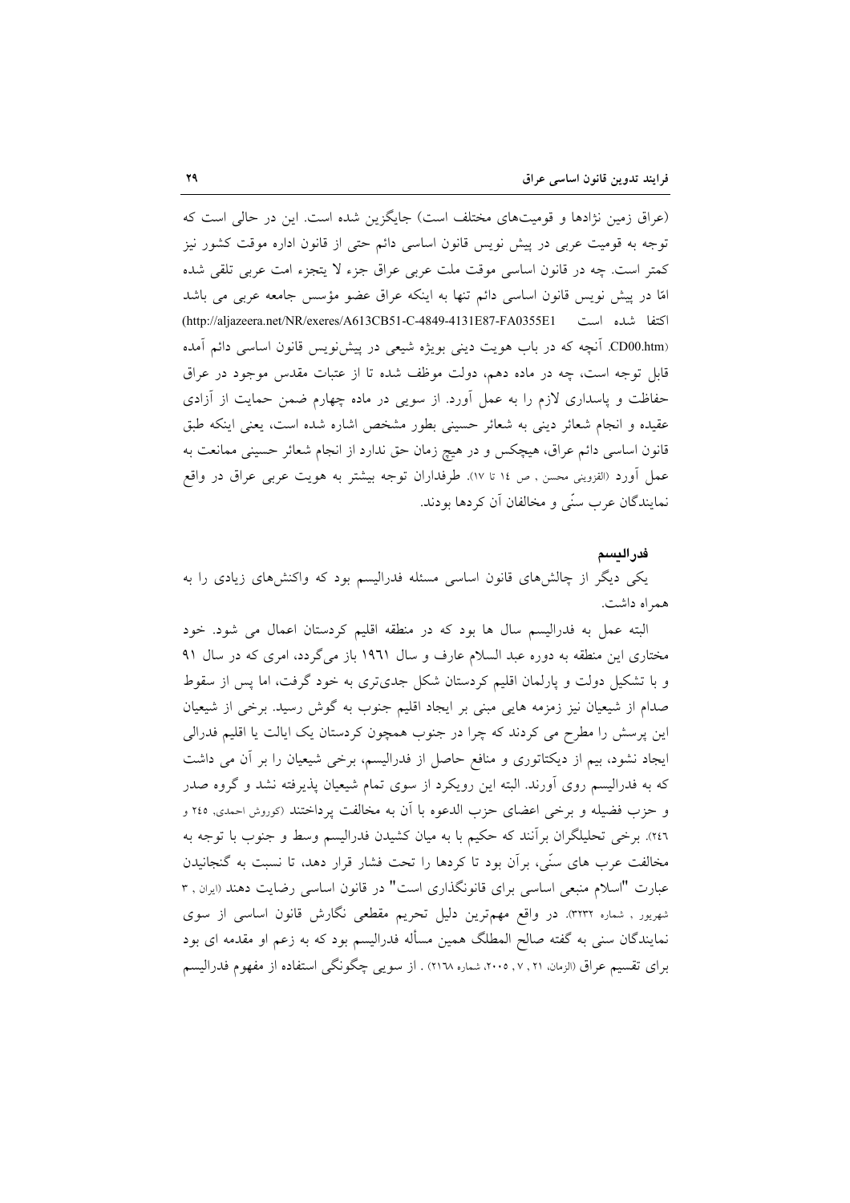(عراق زمین نژادها و قومیت‌های مختلف است) جایگزین شده است. این در حالی است که توجه به قومیت عربی در پیش نویس قانون اساسی دائم حتی از قانون اداره موقت کشور نیز کمتر است. چه در قانون اساسی موقت ملت عربی عراق جزء لا یتجزء امت عربی تلقی شده امّا در پیش نویس قانون اساسی دائم تنها به اینکه عراق عضو مؤسس جامعه عربی می باشد اکتفا شده است (http://aljazeera.net/NR/exeres/A613CB51-C-4849-4131E87-FA0355E1 CD00.htm). آنچه که در باب هویت دینی بویژه شیعی در پیش‌نویس قانون اساسی دائم آمده قابل توجه است، چه در ماده دهم، دولت موظف شده تا از عتبات مقدس موجود در عراق حفاظت و پاسداری لازم را به عمل آورد. از سویی در ماده چهارم ضمن حمایت از آزادی عقیده و انجام شعائر دینی به شعائر حسینی بطور مشخص اشاره شده است، یعنی اینکه طبق قانون اساسی دائم عراق، هیچکس و در هیچ زمان حق ندارد از انجام شعائر حسینی ممانعت به عمل آورد (القزوینی محسن , ص ١٤ تا ١٧). طرفداران توجه بیشتر به هویت عربی عراق در واقع نمایندگان عرب سنّی و مخالفان آن کردها بودند.

### فدرالیسم

یکی دیگر از چالش‌های قانون اساسی مسئله فدرالیسم بود که واکنش‌های زیادی را به همراه داشت.

البته عمل به فدرالیسم سال ها بود که در منطقه اقلیم کردستان اعمال می شود. خود مختاری این منطقه به دوره عبد السلام عارف و سال ١٩٦١ باز می‌گردد، امری که در سال ٩١ و با تشکیل دولت و پارلمان اقلیم کردستان شکل جدی‌تری به خود گرفت، اما پس از سقوط صدام از شیعیان نیز زمزمه هایی مبنی بر ایجاد اقلیم جنوب به گوش رسید. برخی از شیعیان این پرسش را مطرح می کردند که چرا در جنوب همچون کردستان یک ایالت یا اقلیم فدرالی ایجاد نشود، بیم از دیکتاتوری و منافع حاصل از فدرالیسم، برخی شیعیان را بر آن می داشت که به فدرالیسم روی آورند. البته این رویکرد از سوی تمام شیعیان پذیرفته نشد و گروه صدر و حزب فضیله و برخی اعضای حزب الدعوه با آن به مخالفت پرداختند (کوروش احمدی, ٢٤٥ و ٢٤٦). برخی تحلیلگران برآنند که حکیم با به میان کشیدن فدرالیسم وسط و جنوب با توجه به مخالفت عرب های سنّی، برآن بود تا کردها را تحت فشار قرار دهد، تا نسبت به گنجانیدن عبارت "اسلام منبعی اساسی برای قانونگذاری است" در قانون اساسی رضایت دهند (ایران , ٣ شهریور , شماره ٣٢٣٢). در واقع مهم‌ترین دلیل تحریم مقطعی نگارش قانون اساسی از سوی نمایندگان سنی به گفته صالح المطلگ همین مسأله فدرالیسم بود که به زعم او مقدمه ای بود برای تقسیم عراق (الزمان, ٢١ , ٧ , ٢٠٠٥، شماره ٢١٦٨) . از سویی چگونگی استفاده از مفهوم فدرالیسم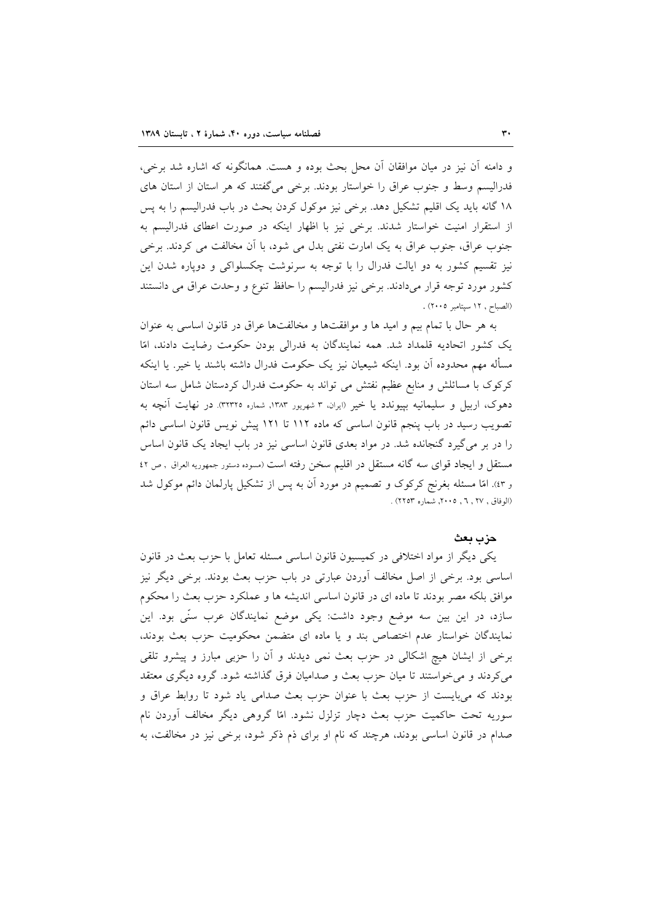و دامنه آن نیز در میان موافقان آن محل بحث بوده و هست. همانگونه که اشاره شد برخی، فدرالیسم وسط و جنوب عراق را خواستار بودند. برخی می‌گفتند که هر استان از استان های ۱۸ گانه باید یک اقلیم تشکیل دهد. برخی نیز موکول کردن بحث در باب فدرالیسم را به پس از استقرار امنیت خواستار شدند. برخی نیز با اظهار اینکه در صورت اعطای فدرالیسم به جنوب عراق، جنوب عراق به یک امارت نفتی بدل می شود، با آن مخالفت می کردند. برخی نیز تقسیم کشور به دو ایالت فدرال را با توجه به سرنوشت چکسلواکی و دوپاره شدن این کشور مورد توجه قرار می‌دادند. برخی نیز فدرالیسم را حافظ تنوع و وحدت عراق می دانستند (الصباح ، ۱۲ سپتامبر ۲۰۰۵) .

به هر حال با تمام بیم و امید ها و موافقت‌ها و مخالفت‌ها عراق در قانون اساسی به عنوان یک کشور اتحادیه قلمداد شد. همه نمایندگان به فدرالی بودن حکومت رضایت دادند، امّا مسأله مهم محدوده آن بود. اینکه شیعیان نیز یک حکومت فدرال داشته باشند یا خیر. یا اینکه کرکوک با مسائلش و منابع عظیم نفتش می تواند به حکومت فدرال کردستان شامل سه استان دهوک، اربیل و سلیمانیه بپیوندد یا خیر (ایران، ۳ شهریور ۱۳۸۳، شماره ۳۲۳۲۵). در نهایت آنچه به تصویب رسید در باب پنجم قانون اساسی که ماده ۱۱۲ تا ۱۲۱ پیش نویس قانون اساسی دائم را در بر می‌گیرد گنجانده شد. در مواد بعدی قانون اساسی نیز در باب ایجاد یک قانون اساس مستقل و ایجاد قوای سه گانه مستقل در اقلیم سخن رفته است (مسوده دستور جمهوریه العراق ، ص ٤٢ و ٤٣). امّا مسئله بغرنج کرکوک و تصمیم در مورد آن به پس از تشکیل پارلمان دائم موکول شد (الوفاق ، ۲۷ , ٦ , ۲۰۰۵, شماره ۲۲۵۳) .

### حزب بعث

یکی دیگر از مواد اختلافی در کمیسیون قانون اساسی مسئله تعامل با حزب بعث در قانون اساسی بود. برخی از اصل مخالف آوردن عبارتی در باب حزب بعث بودند. برخی دیگر نیز موافق بلکه مصر بودند تا ماده ای در قانون اساسی اندیشه ها و عملکرد حزب بعث را محکوم سازد، در این بین سه موضع وجود داشت: یکی موضع نمایندگان عرب سنّی بود. این نمایندگان خواستار عدم اختصاص بند و یا ماده ای متضمن محکومیت حزب بعث بودند، برخی از ایشان هیچ اشکالی در حزب بعث نمی دیدند و آن را حزبی مبارز و پیشرو تلقی می‌کردند و می‌خواستند تا میان حزب بعث و صدامیان فرق گذاشته شود. گروه دیگری معتقد بودند که می‌بایست از حزب بعث با عنوان حزب بعث صدامی یاد شود تا روابط عراق و سوریه تحت حاکمیت حزب بعث دچار تزلزل نشود. امّا گروهی دیگر مخالف آوردن نام صدام در قانون اساسی بودند، هرچند که نام او برای ذم ذکر شود، برخی نیز در مخالفت، به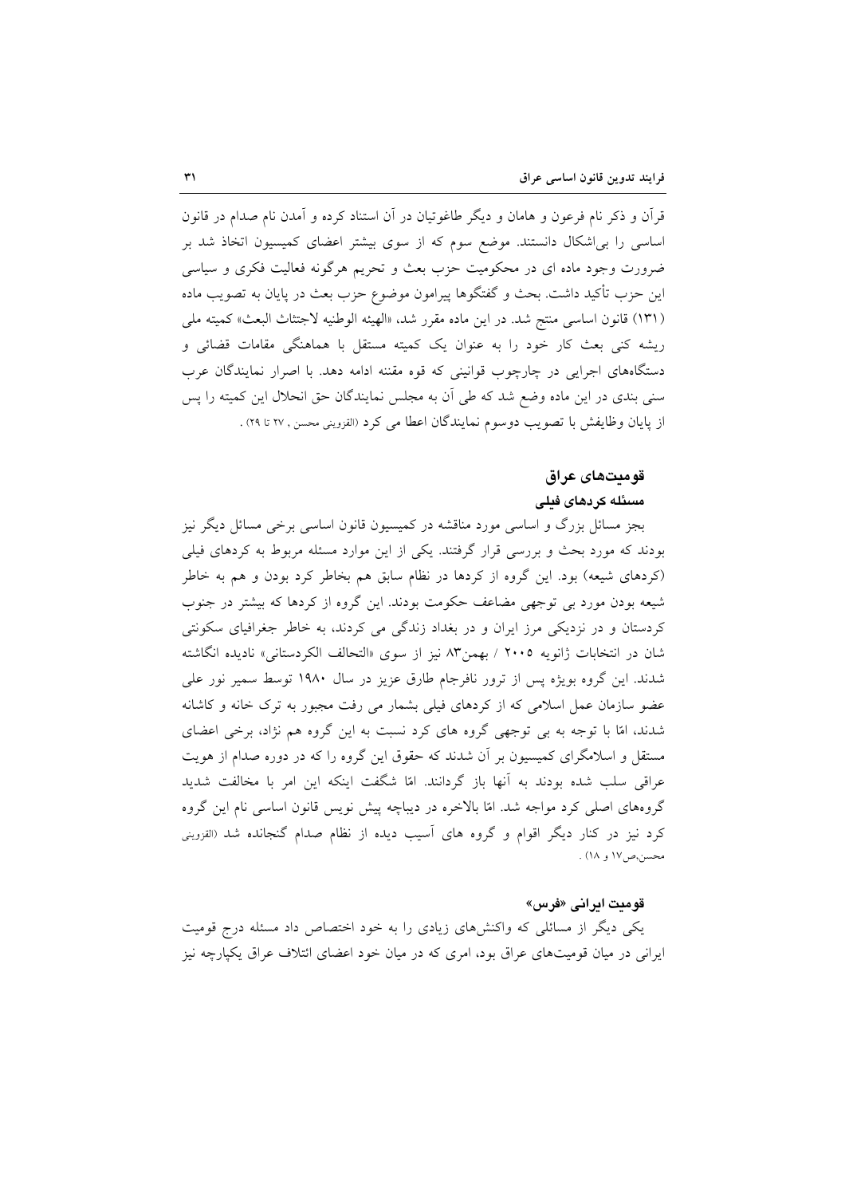قرآن و ذکر نام فرعون و هامان و دیگر طاغوتیان در آن استناد کرده و آمدن نام صدام در قانون اساسی را بی‌اشکال دانستند. موضع سوم که از سوی بیشتر اعضای کمیسیون اتخاذ شد بر ضرورت وجود ماده ای در محکومیت حزب بعث و تحریم هرگونه فعالیت فکری و سیاسی این حزب تأکید داشت. بحث و گفتگوها پیرامون موضوع حزب بعث در پایان به تصویب ماده (۱۳۱) قانون اساسی منتج شد. در این ماده مقرر شد، «الهیئه الوطنیه لاجتثاث البعث» کمیته ملی ریشه کنی بعث کار خود را به عنوان یک کمیته مستقل با هماهنگی مقامات قضائی و دستگاه‌های اجرایی در چارچوب قوانینی که قوه مقننه ادامه دهد. با اصرار نمایندگان عرب سنی بندی در این ماده وضع شد که طی آن به مجلس نمایندگان حق انحلال این کمیته را پس از پایان وظایفش با تصویب دوسوم نمایندگان اعطا می کرد (القزوینی محسن , ۲۷ تا ۲۹) .

## قومیت‌های عراق

### مسئله کردهای فیلی

بجز مسائل بزرگ و اساسی مورد مناقشه در کمیسیون قانون اساسی برخی مسائل دیگر نیز بودند که مورد بحث و بررسی قرار گرفتند. یکی از این موارد مسئله مربوط به کردهای فیلی (کردهای شیعه) بود. این گروه از کردها در نظام سابق هم بخاطر کرد بودن و هم به خاطر شیعه بودن مورد بی توجهی مضاعف حکومت بودند. این گروه از کردها که بیشتر در جنوب کردستان و در نزدیکی مرز ایران و در بغداد زندگی می کردند، به خاطر جغرافیای سکونتی شان در انتخابات ژانویه ۲۰۰۵ / بهمن۸۳ نیز از سوی «التحالف الکردستانی» نادیده انگاشته شدند. این گروه بویژه پس از ترور نافرجام طارق عزیز در سال ۱۹۸۰ توسط سمیر نور علی عضو سازمان عمل اسلامی که از کردهای فیلی بشمار می رفت مجبور به ترک خانه و کاشانه شدند، امّا با توجه به بی توجهی گروه های کرد نسبت به این گروه هم نژاد، برخی اعضای مستقل و اسلامگرای کمیسیون بر آن شدند که حقوق این گروه را که در دوره صدام از هویت عراقی سلب شده بودند به آنها باز گردانند. امّا شگفت اینکه این امر با مخالفت شدید گروه‌های اصلی کرد مواجه شد. امّا بالاخره در دیباچه پیش نویس قانون اساسی نام این گروه کرد نیز در کنار دیگر اقوام و گروه های آسیب دیده از نظام صدام گنجانده شد (القزوینی محسن،ص۱۷ و ۱۸) .

### قومیت ایرانی «فرس»

یکی دیگر از مسائلی که واکنش‌های زیادی را به خود اختصاص داد مسئله درج قومیت ایرانی در میان قومیت‌های عراق بود، امری که در میان خود اعضای ائتلاف عراق یکپارچه نیز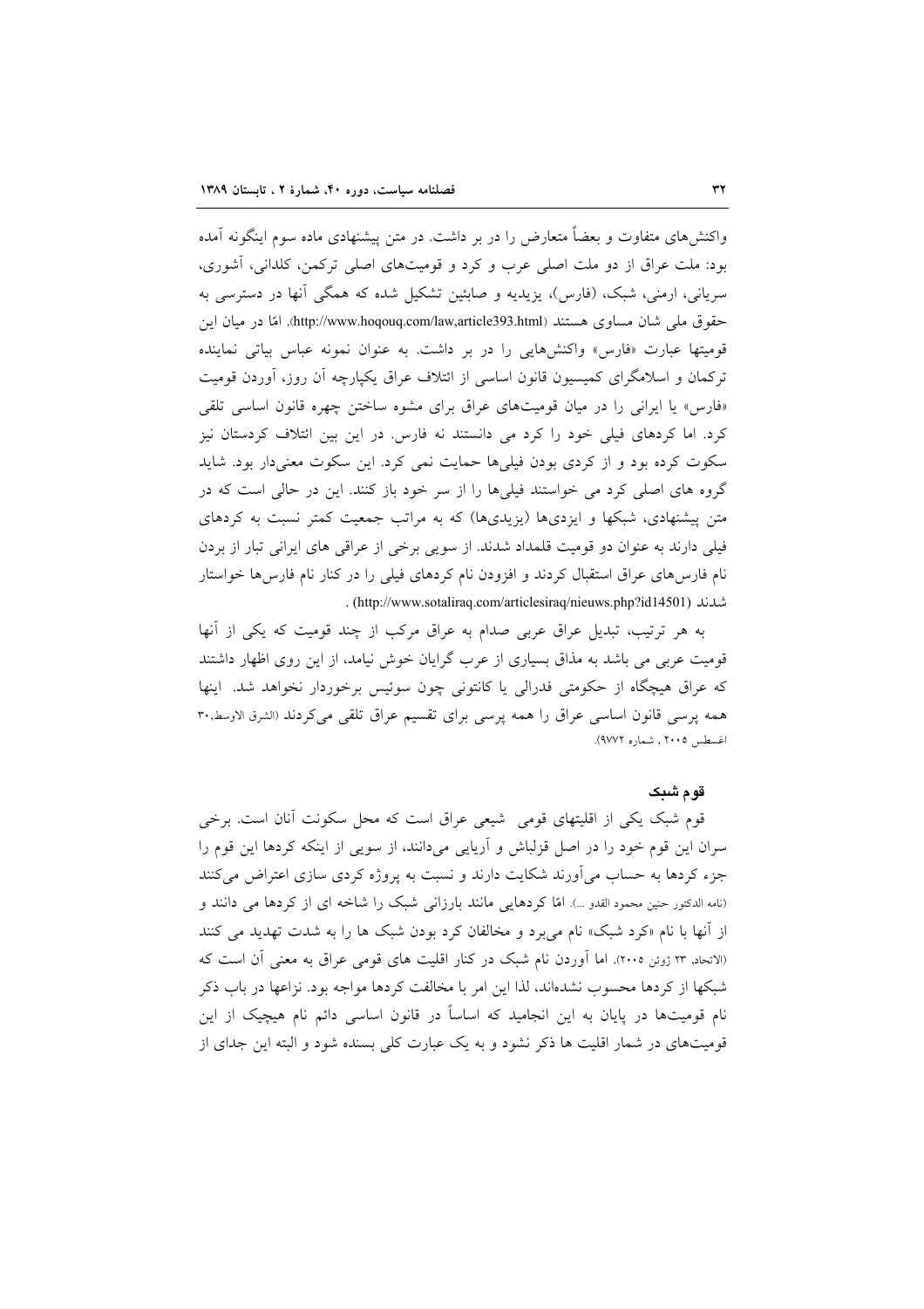واکنش‌های متفاوت و بعضاً متعارض را در بر داشت. در متن پیشنهادی ماده سوم اینگونه آمده بود: ملت عراق از دو ملت اصلی عرب و کرد و قومیت‌های اصلی ترکمن، کلدانی، آشوری، سریانی، ارمنی، شبک، (فارس)، یزیدیه و صابئین تشکیل شده که همگی آنها در دسترسی به حقوق ملی شان مساوی هستند (http://www.hoqouq.com/law,article393.html). امّا در میان این قومیتها عبارت «فارس» واکنش‌هایی را در بر داشت. به عنوان نمونه عباس بیاتی نماینده ترکمان و اسلامگرای کمیسیون قانون اساسی از ائتلاف عراق یکپارچه آن روز، آوردن قومیت «فارس» یا ایرانی را در میان قومیت‌های عراق برای مشوه ساختن چهره قانون اساسی تلقی کرد. اما کردهای فیلی خود را کرد می دانستند نه فارس. در این بین ائتلاف کردستان نیز سکوت کرده بود و از کردی بودن فیلی‌ها حمایت نمی کرد. این سکوت معنی‌دار بود. شاید گروه های اصلی کرد می خواستند فیلی‌ها را از سر خود باز کنند. این در حالی است که در متن پیشنهادی، شبکها و ایزدی‌ها (یزیدی‌ها) که به مراتب جمعیت کمتر نسبت به کردهای فیلی دارند به عنوان دو قومیت قلمداد شدند. از سویی برخی از عراقی های ایرانی تبار از بردن نام فارس‌های عراق استقبال کردند و افزودن نام کردهای فیلی را در کنار نام فارس‌ها خواستار شدند (http://www.sotaliraq.com/articlesiraq/nieuws.php?id14501) .

به هر ترتیب، تبدیل عراق عربی صدام به عراق مرکب از چند قومیت که یکی از آنها قومیت عربی می باشد به مذاق بسیاری از عرب گرایان خوش نیامد، از این روی اظهار داشتند که عراق هیچگاه از حکومتی فدرالی یا کانتونی چون سوئیس برخوردار نخواهد شد. اینها همه پرسی قانون اساسی عراق را همه پرسی برای تقسیم عراق تلقی می‌کردند (الشرق الاوسط،۳۰ اغسطس ۲۰۰۵ ، شماره ۹۷۷۲).

### قوم شبک

قوم شبک یکی از اقلیتهای قومی شیعی عراق است که محل سکونت آنان است. برخی سران این قوم خود را در اصل قزلباش و آریایی می‌دانند، از سویی از اینکه کردها این قوم را جزء کردها به حساب می‌آورند شکایت دارند و نسبت به پروژه کردی سازی اعتراض می‌کنند (نامه الدکتور حنین محمود القدو ...). امّا کردهایی مانند بارزانی شبک را شاخه ای از کردها می دانند و از آنها با نام «کرد شبک» نام می‌برد و مخالفان کرد بودن شبک ها را به شدت تهدید می کنند (الاتحاد، ۲۳ ژوئن ۲۰۰۵). اما آوردن نام شبک در کنار اقلیت های قومی عراق به معنی آن است که شبکها از کردها محسوب نشده‌اند، لذا این امر با مخالفت کردها مواجه بود. نزاعها در باب ذکر نام قومیت‌ها در پایان به این انجامید که اساساً در قانون اساسی دائم نام هیچیک از این قومیت‌های در شمار اقلیت ها ذکر نشود و به یک عبارت کلی بسنده شود و البته این جدای از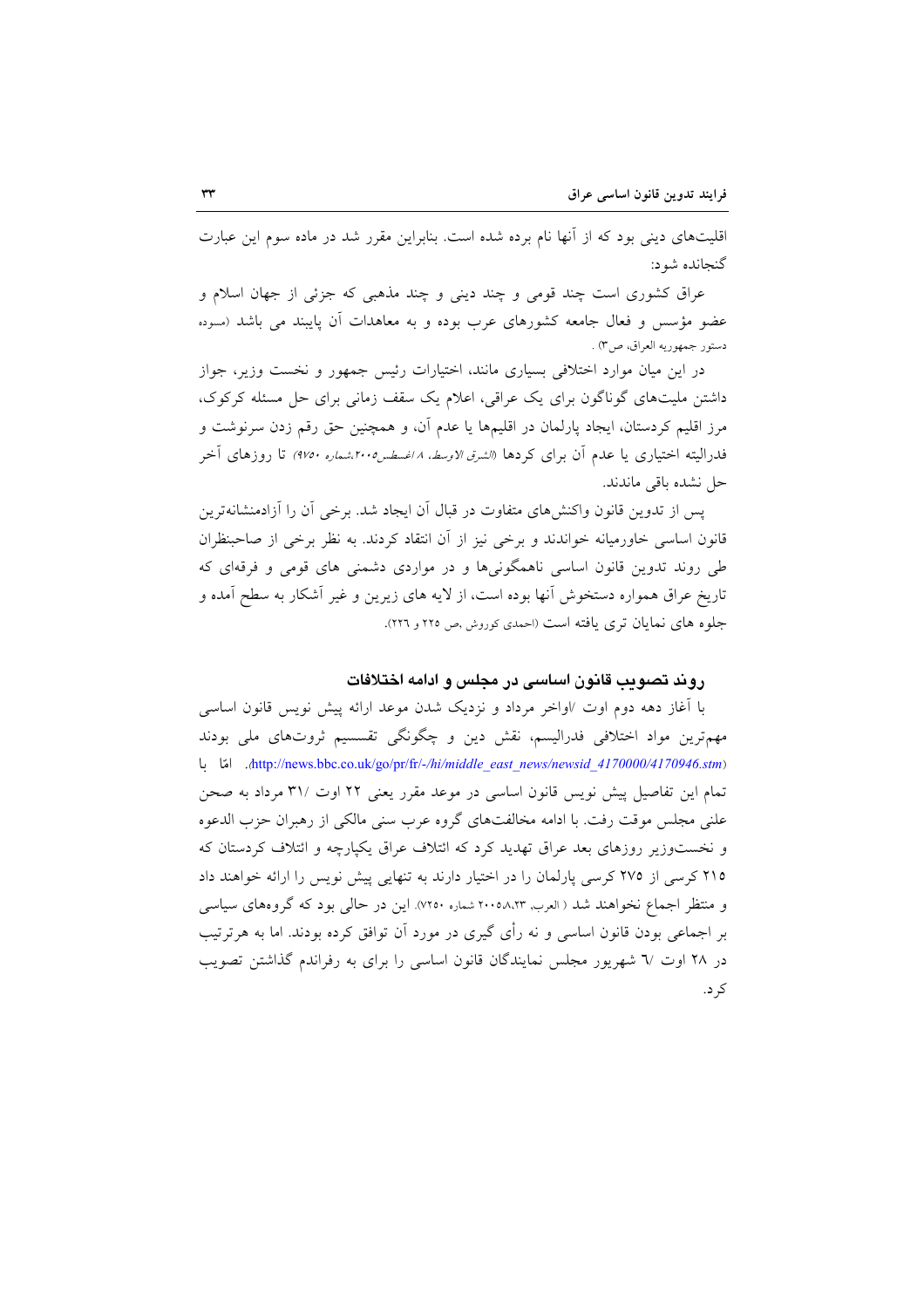اقلیت‌های دینی بود که از آنها نام برده شده است. بنابراین مقرر شد در ماده سوم این عبارت گنجانده شود:

عراق کشوری است چند قومی و چند دینی و چند مذهبی که جزئی از جهان اسلام و عضو مؤسس و فعال جامعه کشورهای عرب بوده و به معاهدات آن پایبند می باشد (مسوده دستور جمهوریه العراق، ص۳) .

در این میان موارد اختلافی بسیاری مانند، اختیارات رئیس جمهور و نخست وزیر، جواز داشتن ملیت‌های گوناگون برای یک عراقی، اعلام یک سقف زمانی برای حل مسئله کرکوک، مرز اقلیم کردستان، ایجاد پارلمان در اقلیم‌ها یا عدم آن، و همچنین حق رقم زدن سرنوشت و فدرالیته اختیاری یا عدم آن برای کردها (*الشرق الاوسط، ۸ اغسطس۲۰۰۵،شماره ۹۷۵۰*) تا روزهای آخر حل نشده باقی ماندند.

پس از تدوین قانون واکنش‌های متفاوت در قبال آن ایجاد شد. برخی آن را آزادمنشانه‌ترین قانون اساسی خاورمیانه خواندند و برخی نیز از آن انتقاد کردند. به نظر برخی از صاحبنظران طی روند تدوین قانون اساسی ناهمگونی‌ها و در مواردی دشمنی های قومی و فرقه‌ای که تاریخ عراق همواره دستخوش آنها بوده است، از لایه های زیرین و غیر آشکار به سطح آمده و جلوه های نمایان تری یافته است (احمدی کوروش ،ص ۲۲۵ و ۲۲۶).

## روند تصویب قانون اساسی در مجلس و ادامه اختلافات

با آغاز دهه دوم اوت /اواخر مرداد و نزدیک شدن موعد ارائه پیش نویس قانون اساسی مهم‌ترین مواد اختلافی فدرالیسم، نقش دین و چگونگی تقسیم ثروت‌های ملی بودند (http://news.bbc.co.uk/go/pr/fr/-/hi/middle_east_news/newsid_4170000/4170946.stm). امّا با تمام این تفاصیل پیش نویس قانون اساسی در موعد مقرر یعنی ۲۲ اوت /۳۱ مرداد به صحن علنی مجلس موقت رفت. با ادامه مخالفت‌های گروه عرب سنی مالکی از رهبران حزب الدعوه و نخست‌وزیر روزهای بعد عراق تهدید کرد که ائتلاف عراق یکپارچه و ائتلاف کردستان که ۲۱۵ کرسی از ۲۷۵ کرسی پارلمان را در اختیار دارند به تنهایی پیش نویس را ارائه خواهند داد و منتظر اجماع نخواهند شد ( العرب، ۲۰۰۵،۸،۲۳ شماره ۷۲۵۰). این در حالی بود که گروه‌های سیاسی بر اجماعی بودن قانون اساسی و نه رأی گیری در مورد آن توافق کرده بودند. اما به هرترتیب در ۲۸ اوت /٦ شهریور مجلس نمایندگان قانون اساسی را برای به رفراندم گذاشتن تصویب کرد.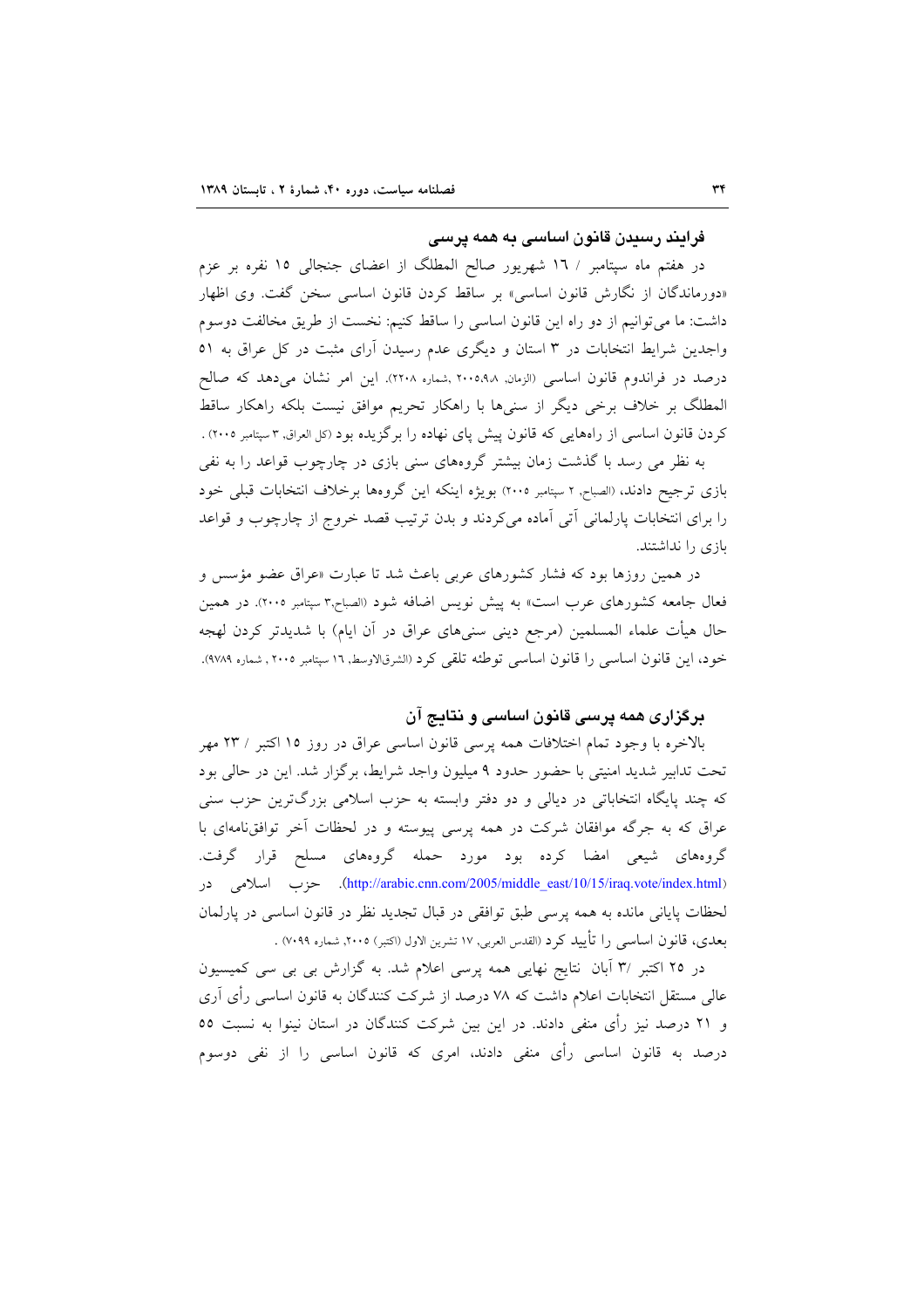## فرایند رسیدن قانون اساسی به همه پرسی

در هفتم ماه سپتامبر / ١٦ شهریور صالح المطلگ از اعضای جنجالی ١٥ نفره بر عزم «دورماندگان از نگارش قانون اساسی» بر ساقط کردن قانون اساسی سخن گفت. وی اظهار داشت: ما می‌توانیم از دو راه این قانون اساسی را ساقط کنیم: نخست از طریق مخالفت دوسوم واجدین شرایط انتخابات در ٣ استان و دیگری عدم رسیدن آرای مثبت در کل عراق به ٥١ درصد در فراندوم قانون اساسی (الزمان، ٢٠٠٥،٩،٨ ،شماره ٢٢٠٨). این امر نشان می‌دهد که صالح المطلگ بر خلاف برخی دیگر از سنی‌ها با راهکار تحریم موافق نیست بلکه راهکار ساقط کردن قانون اساسی از راه‌هایی که قانون پیش پای نهاده را برگزیده بود (کل العراق، ٣ سپتامبر ٢٠٠٥) .

به نظر می رسد با گذشت زمان بیشتر گروه‌های سنی بازی در چارچوب قواعد را به نفی بازی ترجیح دادند، (الصباح، ٢ سپتامبر ٢٠٠٥) بویژه اینکه این گروهها برخلاف انتخابات قبلی خود را برای انتخابات پارلمانی آتی آماده می‌کردند و بدن ترتیب قصد خروج از چارچوب و قواعد بازی را نداشتند.

در همین روزها بود که فشار کشورهای عربی باعث شد تا عبارت «عراق عضو مؤسس و فعال جامعه کشورهای عرب است» به پیش نویس اضافه شود (الصباح،٣ سپتامبر ٢٠٠٥). در همین حال هیأت علماء المسلمین (مرجع دینی سنی‌های عراق در آن ایام) با شدیدتر کردن لهجه خود، این قانون اساسی را قانون اساسی توطئه تلقی کرد (الشرق‌الاوسط، ١٦ سپتامبر ٢٠٠٥ ، شماره ٩٧٨٩).

## برگزاری همه پرسی قانون اساسی و نتایج آن

بالاخره با وجود تمام اختلافات همه پرسی قانون اساسی عراق در روز ١٥ اکتبر / ٢٣ مهر تحت تدابیر شدید امنیتی با حضور حدود ٩ میلیون واجد شرایط، برگزار شد. این در حالی بود که چند پایگاه انتخاباتی در دیالی و دو دفتر وابسته به حزب اسلامی بزرگ‌ترین حزب سنی عراق که به جرگه موافقان شرکت در همه پرسی پیوسته و در لحظات آخر توافق‌نامه‌ای با گروه‌های شیعی امضا کرده بود مورد حمله گروه‌های مسلح قرار گرفت. (http://arabic.cnn.com/2005/middle_east/10/15/iraq.vote/index.html). حزب اسلامی در لحظات پایانی مانده به همه پرسی طبق توافقی در قبال تجدید نظر در قانون اساسی در پارلمان بعدی، قانون اساسی را تأیید کرد (القدس العربی، ١٧ تشرین الاول (اکتبر) ٢٠٠٥، شماره ٧٠٩٩) .

در ٢٥ اکتبر /٣ آبان نتایج نهایی همه پرسی اعلام شد. به گزارش بی بی سی کمیسیون عالی مستقل انتخابات اعلام داشت که ٧٨ درصد از شرکت کنندگان به قانون اساسی رأی آری و ٢١ درصد نیز رأی منفی دادند. در این بین شرکت کنندگان در استان نینوا به نسبت ٥٥ درصد به قانون اساسی رأی منفی دادند، امری که قانون اساسی را از نفی دوسوم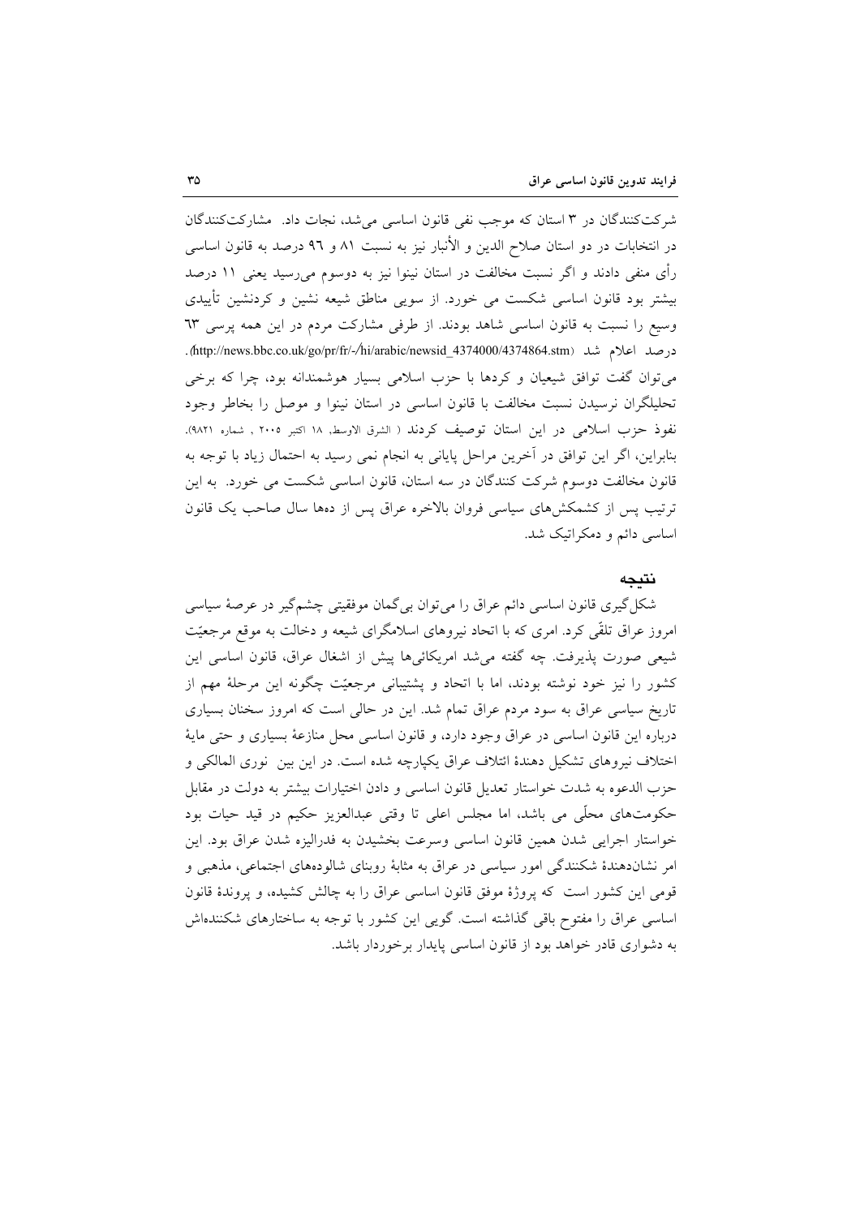شرکت‌کنندگان در ۳ استان که موجب نفی قانون اساسی می‌شد، نجات داد. مشارکت‌کنندگان در انتخابات در دو استان صلاح الدین و الأنبار نیز به نسبت ۸۱ و ۹۶ درصد به قانون اساسی رأی منفی دادند و اگر نسبت مخالفت در استان نینوا نیز به دوسوم می‌رسید یعنی ۱۱ درصد بیشتر بود قانون اساسی شکست می خورد. از سویی مناطق شیعه نشین و کردنشین تأییدی وسیع را نسبت به قانون اساسی شاهد بودند. از طرفی مشارکت مردم در این همه پرسی ۶۳ درصد اعلام شد (http://news.bbc.co.uk/go/pr/fr/-/hi/arabic/newsid_4374000/4374864.stm).

می‌توان گفت توافق شیعیان و کردها با حزب اسلامی بسیار هوشمندانه بود، چرا که برخی تحلیلگران نرسیدن نسبت مخالفت با قانون اساسی در استان نینوا و موصل را بخاطر وجود نفوذ حزب اسلامی در این استان توصیف کردند ( الشرق الاوسط، ۱۸ اکتبر ۲۰۰۵ ، شماره ۹۸۲۱). بنابراین، اگر این توافق در آخرین مراحل پایانی به انجام نمی رسید به احتمال زیاد با توجه به قانون مخالفت دوسوم شرکت کنندگان در سه استان، قانون اساسی شکست می خورد. به این ترتیب پس از کشمکش‌های سیاسی فروان بالاخره عراق پس از دهها سال صاحب یک قانون اساسی دائم و دمکراتیک شد.

## نتیجه

شکل‌گیری قانون اساسی دائم عراق را می‌توان بی‌گمان موفقیتی چشم‌گیر در عرصهٔ سیاسی امروز عراق تلقّی کرد. امری که با اتحاد نیروهای اسلامگرای شیعه و دخالت به موقع مرجعیّت شیعی صورت پذیرفت. چه گفته می‌شد امریکائی‌ها پیش از اشغال عراق، قانون اساسی این کشور را نیز خود نوشته بودند، اما با اتحاد و پشتیبانی مرجعیّت چگونه این مرحلهٔ مهم از تاریخ سیاسی عراق به سود مردم عراق تمام شد. این در حالی است که امروز سخنان بسیاری درباره این قانون اساسی در عراق وجود دارد، و قانون اساسی محل منازعهٔ بسیاری و حتی مایهٔ اختلاف نیروهای تشکیل دهندهٔ ائتلاف عراق یکپارچه شده است. در این بین نوری المالکی و حزب الدعوه به شدت خواستار تعدیل قانون اساسی و دادن اختیارات بیشتر به دولت در مقابل حکومت‌های محلّی می باشد، اما مجلس اعلی تا وقتی عبدالعزیز حکیم در قید حیات بود خواستار اجرایی شدن همین قانون اساسی وسرعت بخشیدن به فدرالیزه شدن عراق بود. این امر نشان‌دهندهٔ شکنندگی امور سیاسی در عراق به مثابهٔ روبنای شالوده‌های اجتماعی، مذهبی و قومی این کشور است که پروژهٔ موفق قانون اساسی عراق را به چالش کشیده، و پروندهٔ قانون اساسی عراق را مفتوح باقی گذاشته است. گویی این کشور با توجه به ساختارهای شکننده‌اش به دشواری قادر خواهد بود از قانون اساسی پایدار برخوردار باشد.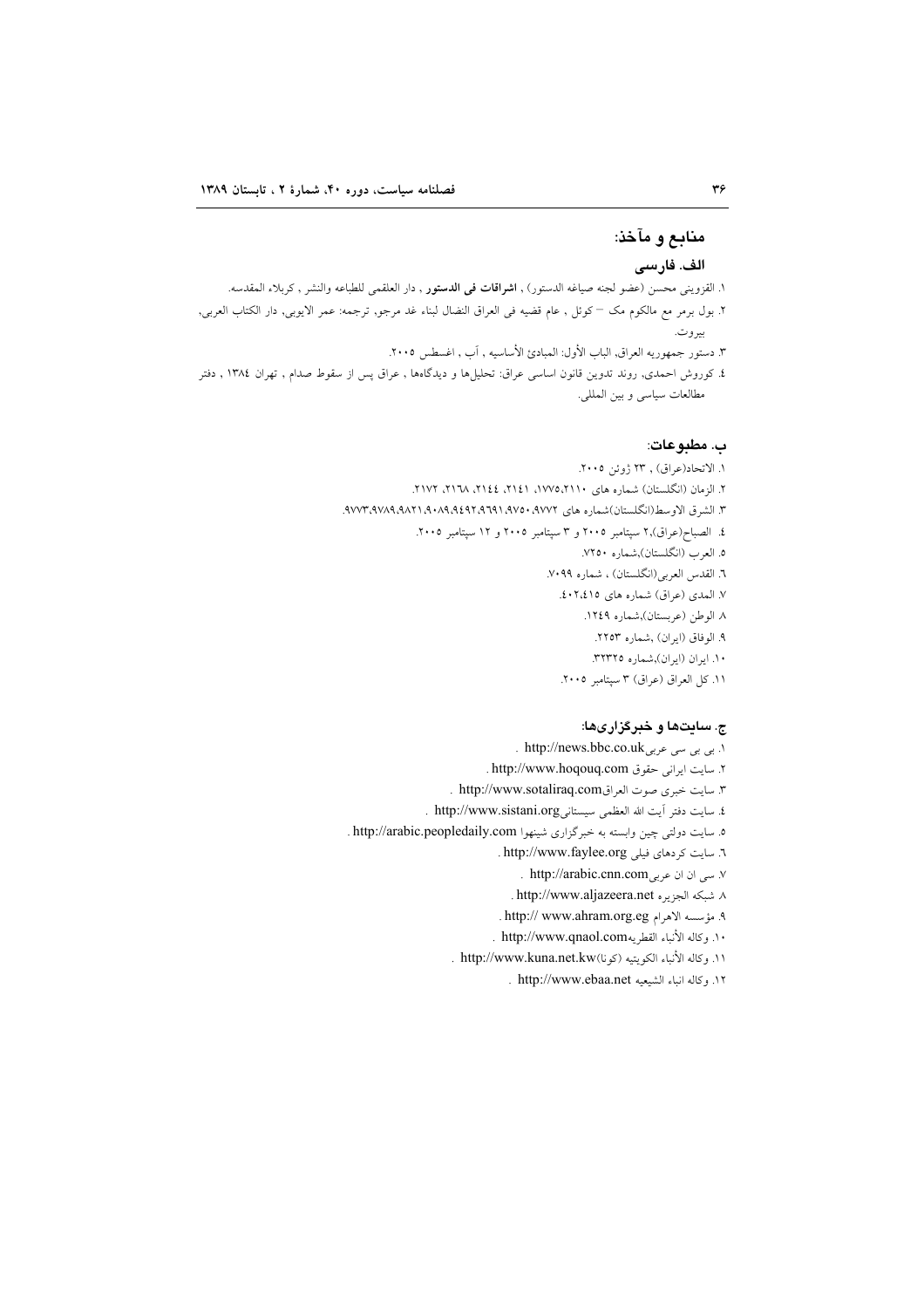## منابع و مآخذ:

### الف. فارسی

۱. القزوینی محسن (عضو لجنه صیاغه الدستور) , **اشراقات فی الدستور** , دار العلقمی للطباعه والنشر , کربلاء المقدسه.

۲. بول برمر مع مالکوم مک – کوئل , عام قضیه فی العراق النضال لبناء غد مرجو, ترجمه: عمر الایوبی, دار الکتاب العربی, بیروت.

۳. دستور جمهوریه العراق, الباب الأول: المبادئ الأساسیه , آب , اغسطس ۲۰۰۵.

٤. کوروش احمدی, روند تدوین قانون اساسی عراق: تحلیل‌ها و دیدگاه‌ها , عراق پس از سقوط صدام , تهران ۱۳۸٤ , دفتر مطالعات سیاسی و بین المللی.

### ب. مطبوعات:

۱. الاتحاد(عراق) , ۲۳ ژوئن ۲۰۰۵.

۲. الزمان (انگلستان) شماره های ۱۷۷۵,۲۱۱۰، ۲۱٤۱، ۲۱٤٤، ۲۱٦۸، ۲۱۷۲.

۳. الشرق الاوسط(انگلستان)شماره های ۹۷۷۲,۹۷۵۰,۹٦۹۱,۹٤۹۲,۹۰۸۹,۹۸۲۱,۹۷۸۹,۹۷۷۳.

٤. الصباح(عراق),۲ سپتامبر ۲۰۰۵ و ۳ سپتامبر ۲۰۰۵ و ۱۲ سپتامبر ۲۰۰۵.

٥. العرب (انگلستان),شماره ۷۲۵۰.

٦. القدس العربی(انگلستان) ، شماره ۷۰۹۹.

۷. المدی (عراق) شماره های ٤۰۲,٤۱٥.

۸. الوطن (عربستان),شماره ۱۲٤۹.

۹. الوفاق (ایران) ,شماره ۲۲٥۳.

۱۰. ایران (ایران),شماره ۳۲۳۲٥.

۱۱. کل العراق (عراق) ۳ سپتامبر ۲۰۰۵.

### ج. سایت‌ها و خبرگزاری‌ها:

۱. بی بی سی عربی http://news.bbc.co.uk .

۲. سایت ایرانی حقوق http://www.hoqouq.com .

۳. سایت خبری صوت العراق http://www.sotaliraq.com .

٤. سایت دفتر آیت الله العظمی سیستانی http://www.sistani.org .

٥. سایت دولتی چین وابسته به خبرگزاری شینهوا http://arabic.peopledaily.com .

٦. سایت کردهای فیلی http://www.faylee.org .

۷. سی ان ان عربی http://arabic.cnn.com .

۸. شبکه الجزیره http://www.aljazeera.net .

۹. مؤسسه الاهرام http:// www.ahram.org.eg .

۱۰. وکاله الأنباء القطریه http://www.qnaol.com .

۱۱. وکاله الأنباء الکویتیه (کونا) http://www.kuna.net.kw .

۱۲. وکاله انباء الشیعیه http://www.ebaa.net .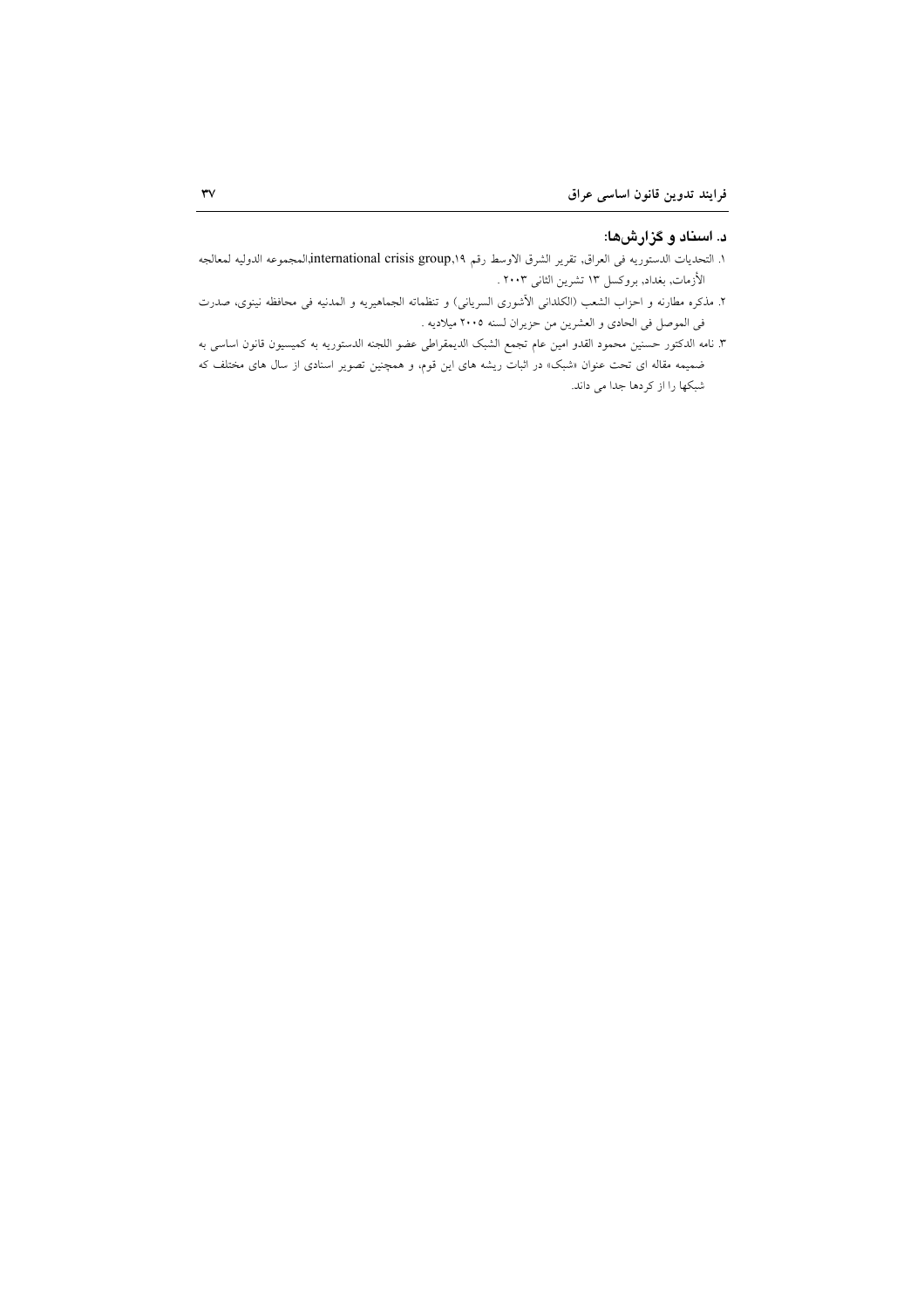### د. اسناد و گزارش‌ها:

۱. التحدیات الدستوریه فی العراق, تقریر الشرق الاوسط رقم ۱۹,international crisis group,المجموعه الدولیه لمعالجه الأزمات, بغداد, بروکسل ۱۳ تشرین الثانی ۲۰۰۳ .

۲. مذکره مطارنه و احزاب الشعب (الکلدانی الآشوری السریانی) و تنظماته الجماهیریه و المدنیه فی محافظه نینوی، صدرت فی الموصل فی الحادی و العشرین من حزیران لسنه ۲۰۰۵ میلادیه .

۳. نامه الدکتور حسنین محمود القدو امین عام تجمع الشبک الدیمقراطی عضو اللجنه الدستوریه به کمیسیون قانون اساسی به ضمیمه مقاله ای تحت عنوان «شبک» در اثبات ریشه های این قوم، و همچنین تصویر اسنادی از سال های مختلف که شبکها را از کردها جدا می داند.